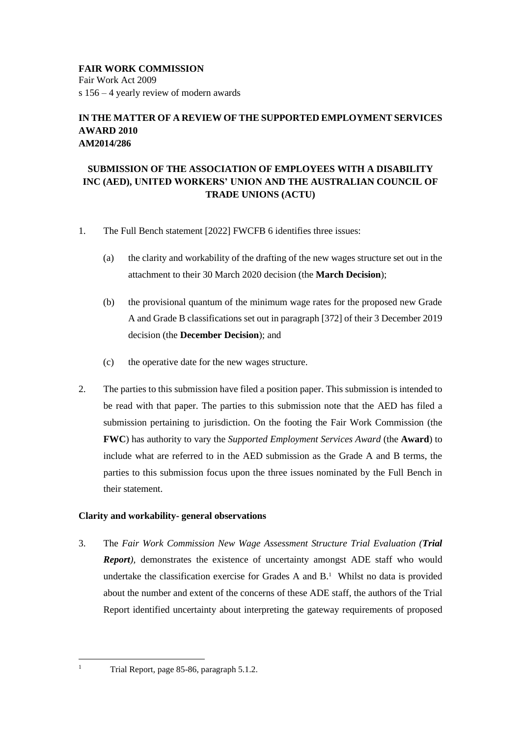**FAIR WORK COMMISSION**
Fair Work Act 2009
s 156 – 4 yearly review of modern awards

**IN THE MATTER OF A REVIEW OF THE SUPPORTED EMPLOYMENT SERVICES AWARD 2010**
**AM2014/286**

**SUBMISSION OF THE ASSOCIATION OF EMPLOYEES WITH A DISABILITY INC (AED), UNITED WORKERS' UNION AND THE AUSTRALIAN COUNCIL OF TRADE UNIONS (ACTU)**

1. The Full Bench statement [2022] FWCFB 6 identifies three issues:

   (a) the clarity and workability of the drafting of the new wages structure set out in the attachment to their 30 March 2020 decision (the **March Decision**);

   (b) the provisional quantum of the minimum wage rates for the proposed new Grade A and Grade B classifications set out in paragraph [372] of their 3 December 2019 decision (the **December Decision**); and

   (c) the operative date for the new wages structure.

2. The parties to this submission have filed a position paper. This submission is intended to be read with that paper. The parties to this submission note that the AED has filed a submission pertaining to jurisdiction. On the footing the Fair Work Commission (the **FWC**) has authority to vary the *Supported Employment Services Award* (the **Award**) to include what are referred to in the AED submission as the Grade A and B terms, the parties to this submission focus upon the three issues nominated by the Full Bench in their statement.

**Clarity and workability- general observations**

3. The *Fair Work Commission New Wage Assessment Structure Trial Evaluation (**Trial Report**)*, demonstrates the existence of uncertainty amongst ADE staff who would undertake the classification exercise for Grades A and B.[1] Whilst no data is provided about the number and extent of the concerns of these ADE staff, the authors of the Trial Report identified uncertainty about interpreting the gateway requirements of proposed

[1] Trial Report, page 85-86, paragraph 5.1.2.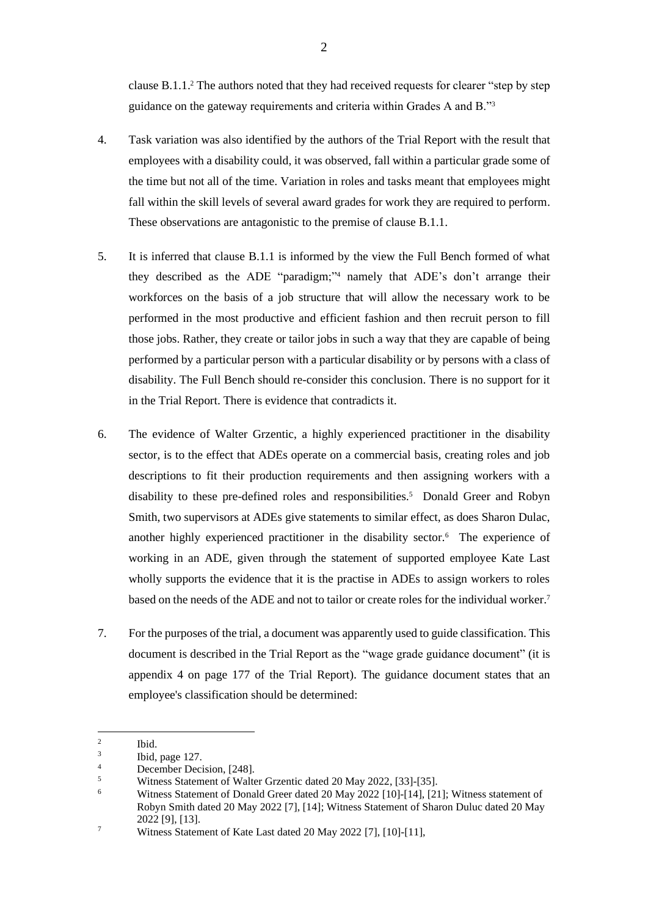clause B.1.1.[2] The authors noted that they had received requests for clearer "step by step guidance on the gateway requirements and criteria within Grades A and B."[3]

4. Task variation was also identified by the authors of the Trial Report with the result that employees with a disability could, it was observed, fall within a particular grade some of the time but not all of the time. Variation in roles and tasks meant that employees might fall within the skill levels of several award grades for work they are required to perform. These observations are antagonistic to the premise of clause B.1.1.

5. It is inferred that clause B.1.1 is informed by the view the Full Bench formed of what they described as the ADE "paradigm;"[4] namely that ADE's don't arrange their workforces on the basis of a job structure that will allow the necessary work to be performed in the most productive and efficient fashion and then recruit person to fill those jobs. Rather, they create or tailor jobs in such a way that they are capable of being performed by a particular person with a particular disability or by persons with a class of disability. The Full Bench should re-consider this conclusion. There is no support for it in the Trial Report. There is evidence that contradicts it.

6. The evidence of Walter Grzentic, a highly experienced practitioner in the disability sector, is to the effect that ADEs operate on a commercial basis, creating roles and job descriptions to fit their production requirements and then assigning workers with a disability to these pre-defined roles and responsibilities.[5] Donald Greer and Robyn Smith, two supervisors at ADEs give statements to similar effect, as does Sharon Dulac, another highly experienced practitioner in the disability sector.[6] The experience of working in an ADE, given through the statement of supported employee Kate Last wholly supports the evidence that it is the practise in ADEs to assign workers to roles based on the needs of the ADE and not to tailor or create roles for the individual worker.[7]

7. For the purposes of the trial, a document was apparently used to guide classification. This document is described in the Trial Report as the "wage grade guidance document" (it is appendix 4 on page 177 of the Trial Report). The guidance document states that an employee's classification should be determined:

---

[2] Ibid.

[3] Ibid, page 127.

[4] December Decision, [248].

[5] Witness Statement of Walter Grzentic dated 20 May 2022, [33]-[35].

[6] Witness Statement of Donald Greer dated 20 May 2022 [10]-[14], [21]; Witness statement of Robyn Smith dated 20 May 2022 [7], [14]; Witness Statement of Sharon Duluc dated 20 May 2022 [9], [13].

[7] Witness Statement of Kate Last dated 20 May 2022 [7], [10]-[11],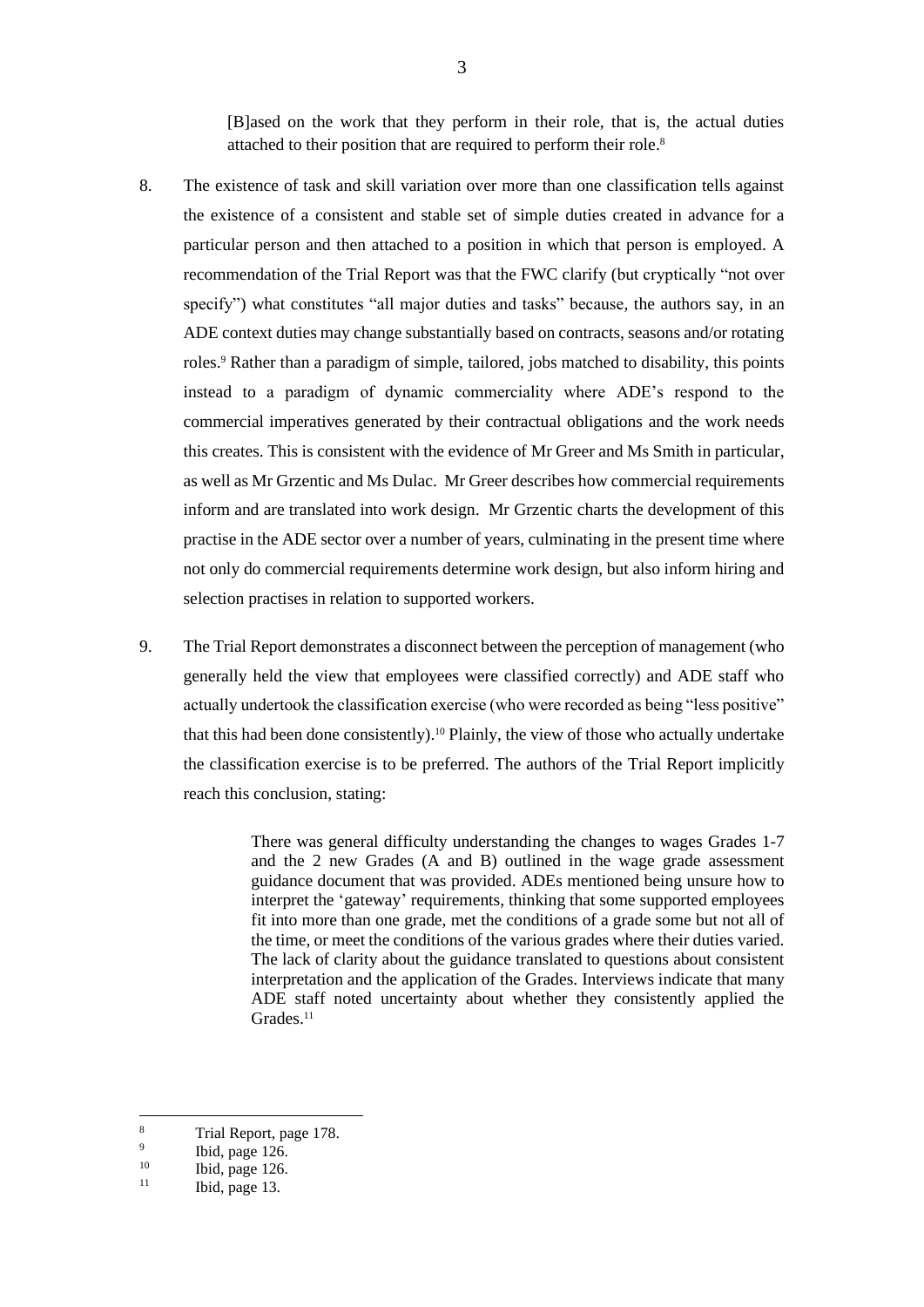> [B]ased on the work that they perform in their role, that is, the actual duties attached to their position that are required to perform their role.[8]

8. The existence of task and skill variation over more than one classification tells against the existence of a consistent and stable set of simple duties created in advance for a particular person and then attached to a position in which that person is employed. A recommendation of the Trial Report was that the FWC clarify (but cryptically "not over specify") what constitutes "all major duties and tasks" because, the authors say, in an ADE context duties may change substantially based on contracts, seasons and/or rotating roles.[9] Rather than a paradigm of simple, tailored, jobs matched to disability, this points instead to a paradigm of dynamic commerciality where ADE's respond to the commercial imperatives generated by their contractual obligations and the work needs this creates. This is consistent with the evidence of Mr Greer and Ms Smith in particular, as well as Mr Grzentic and Ms Dulac. Mr Greer describes how commercial requirements inform and are translated into work design. Mr Grzentic charts the development of this practise in the ADE sector over a number of years, culminating in the present time where not only do commercial requirements determine work design, but also inform hiring and selection practises in relation to supported workers.

9. The Trial Report demonstrates a disconnect between the perception of management (who generally held the view that employees were classified correctly) and ADE staff who actually undertook the classification exercise (who were recorded as being "less positive" that this had been done consistently).[10] Plainly, the view of those who actually undertake the classification exercise is to be preferred. The authors of the Trial Report implicitly reach this conclusion, stating:

> There was general difficulty understanding the changes to wages Grades 1-7 and the 2 new Grades (A and B) outlined in the wage grade assessment guidance document that was provided. ADEs mentioned being unsure how to interpret the 'gateway' requirements, thinking that some supported employees fit into more than one grade, met the conditions of a grade some but not all of the time, or meet the conditions of the various grades where their duties varied. The lack of clarity about the guidance translated to questions about consistent interpretation and the application of the Grades. Interviews indicate that many ADE staff noted uncertainty about whether they consistently applied the Grades.[11]

---

[8] Trial Report, page 178.
[9] Ibid, page 126.
[10] Ibid, page 126.
[11] Ibid, page 13.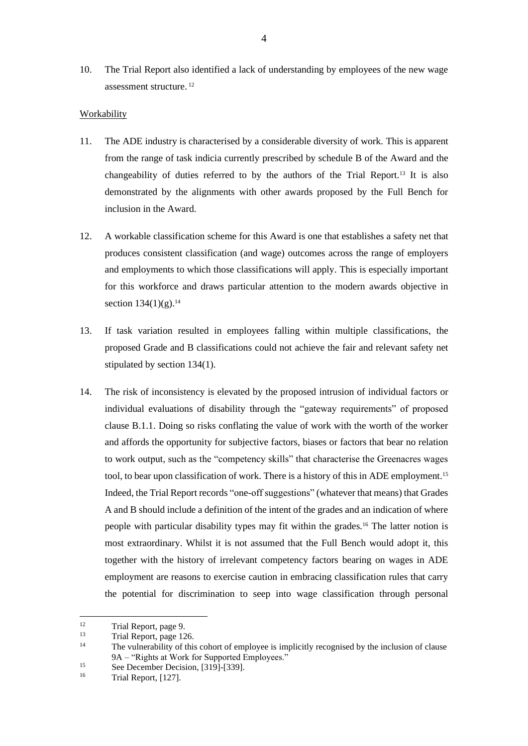10. The Trial Report also identified a lack of understanding by employees of the new wage assessment structure.[12]

<u>Workability</u>

11. The ADE industry is characterised by a considerable diversity of work. This is apparent from the range of task indicia currently prescribed by schedule B of the Award and the changeability of duties referred to by the authors of the Trial Report.[13] It is also demonstrated by the alignments with other awards proposed by the Full Bench for inclusion in the Award.

12. A workable classification scheme for this Award is one that establishes a safety net that produces consistent classification (and wage) outcomes across the range of employers and employments to which those classifications will apply. This is especially important for this workforce and draws particular attention to the modern awards objective in section 134(1)(g).[14]

13. If task variation resulted in employees falling within multiple classifications, the proposed Grade and B classifications could not achieve the fair and relevant safety net stipulated by section 134(1).

14. The risk of inconsistency is elevated by the proposed intrusion of individual factors or individual evaluations of disability through the "gateway requirements" of proposed clause B.1.1. Doing so risks conflating the value of work with the worth of the worker and affords the opportunity for subjective factors, biases or factors that bear no relation to work output, such as the "competency skills" that characterise the Greenacres wages tool, to bear upon classification of work. There is a history of this in ADE employment.[15] Indeed, the Trial Report records "one-off suggestions" (whatever that means) that Grades A and B should include a definition of the intent of the grades and an indication of where people with particular disability types may fit within the grades.[16] The latter notion is most extraordinary. Whilst it is not assumed that the Full Bench would adopt it, this together with the history of irrelevant competency factors bearing on wages in ADE employment are reasons to exercise caution in embracing classification rules that carry the potential for discrimination to seep into wage classification through personal

---

[12] Trial Report, page 9.

[13] Trial Report, page 126.

[14] The vulnerability of this cohort of employee is implicitly recognised by the inclusion of clause 9A – "Rights at Work for Supported Employees."

[15] See December Decision, [319]-[339].

[16] Trial Report, [127].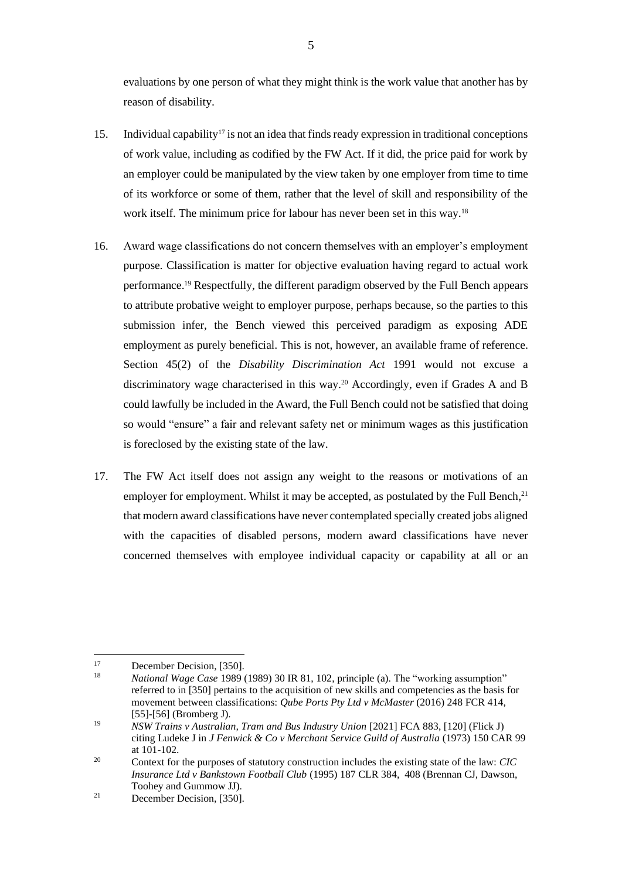evaluations by one person of what they might think is the work value that another has by reason of disability.

15. Individual capability[17] is not an idea that finds ready expression in traditional conceptions of work value, including as codified by the FW Act. If it did, the price paid for work by an employer could be manipulated by the view taken by one employer from time to time of its workforce or some of them, rather that the level of skill and responsibility of the work itself. The minimum price for labour has never been set in this way.[18]

16. Award wage classifications do not concern themselves with an employer's employment purpose. Classification is matter for objective evaluation having regard to actual work performance.[19] Respectfully, the different paradigm observed by the Full Bench appears to attribute probative weight to employer purpose, perhaps because, so the parties to this submission infer, the Bench viewed this perceived paradigm as exposing ADE employment as purely beneficial. This is not, however, an available frame of reference. Section 45(2) of the *Disability Discrimination Act* 1991 would not excuse a discriminatory wage characterised in this way.[20] Accordingly, even if Grades A and B could lawfully be included in the Award, the Full Bench could not be satisfied that doing so would "ensure" a fair and relevant safety net or minimum wages as this justification is foreclosed by the existing state of the law.

17. The FW Act itself does not assign any weight to the reasons or motivations of an employer for employment. Whilst it may be accepted, as postulated by the Full Bench,[21] that modern award classifications have never contemplated specially created jobs aligned with the capacities of disabled persons, modern award classifications have never concerned themselves with employee individual capacity or capability at all or an

---

[17] December Decision, [350].

[18] *National Wage Case* 1989 (1989) 30 IR 81, 102, principle (a). The "working assumption" referred to in [350] pertains to the acquisition of new skills and competencies as the basis for movement between classifications: *Qube Ports Pty Ltd v McMaster* (2016) 248 FCR 414, [55]-[56] (Bromberg J).

[19] *NSW Trains v Australian, Tram and Bus Industry Union* [2021] FCA 883, [120] (Flick J) citing Ludeke J in *J Fenwick & Co v Merchant Service Guild of Australia* (1973) 150 CAR 99 at 101-102.

[20] Context for the purposes of statutory construction includes the existing state of the law: *CIC Insurance Ltd v Bankstown Football Club* (1995) 187 CLR 384, 408 (Brennan CJ, Dawson, Toohey and Gummow JJ).

[21] December Decision, [350].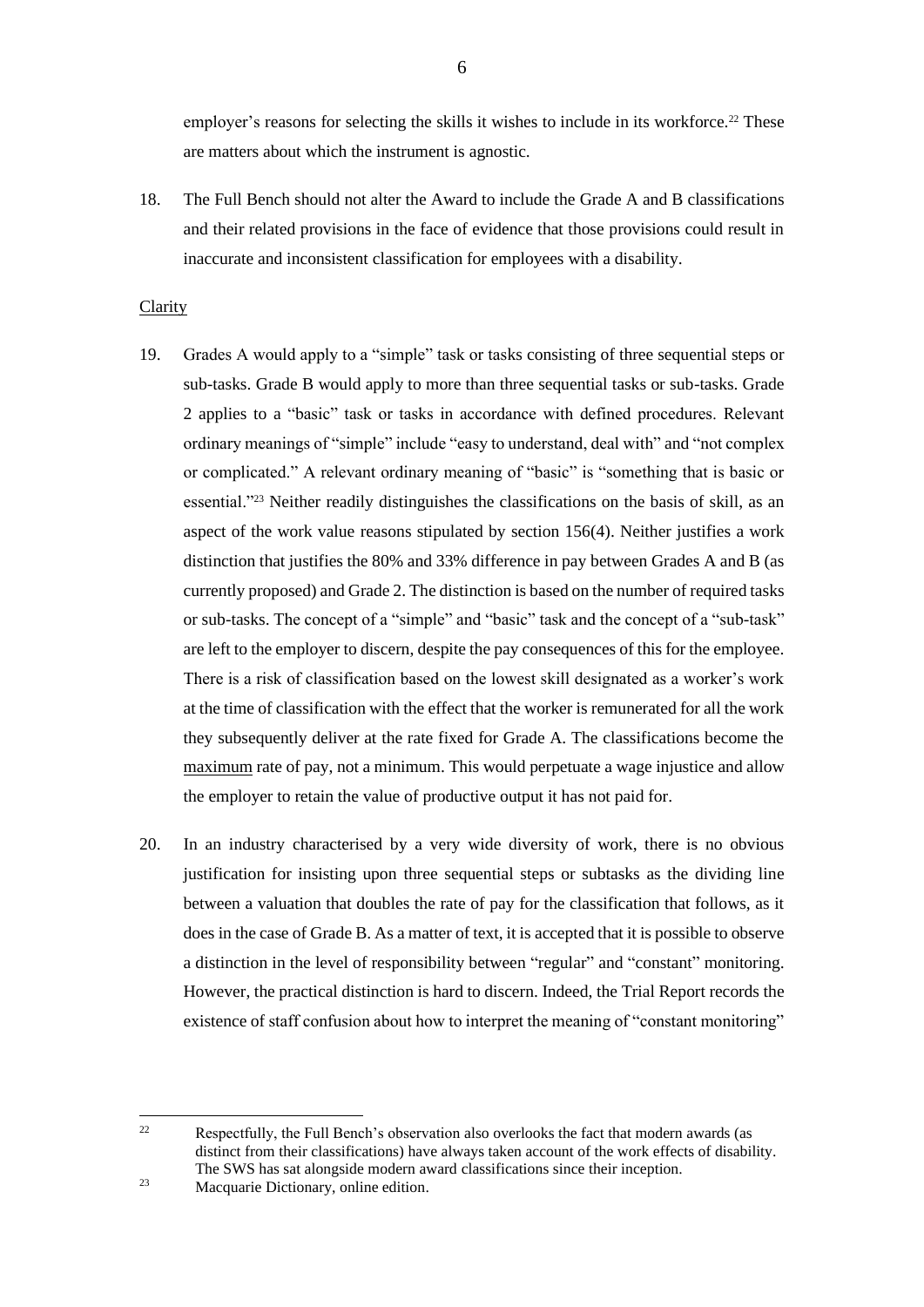employer's reasons for selecting the skills it wishes to include in its workforce.[22] These are matters about which the instrument is agnostic.

18. The Full Bench should not alter the Award to include the Grade A and B classifications and their related provisions in the face of evidence that those provisions could result in inaccurate and inconsistent classification for employees with a disability.

<u>Clarity</u>

19. Grades A would apply to a "simple" task or tasks consisting of three sequential steps or sub-tasks. Grade B would apply to more than three sequential tasks or sub-tasks. Grade 2 applies to a "basic" task or tasks in accordance with defined procedures. Relevant ordinary meanings of "simple" include "easy to understand, deal with" and "not complex or complicated." A relevant ordinary meaning of "basic" is "something that is basic or essential."[23] Neither readily distinguishes the classifications on the basis of skill, as an aspect of the work value reasons stipulated by section 156(4). Neither justifies a work distinction that justifies the 80% and 33% difference in pay between Grades A and B (as currently proposed) and Grade 2. The distinction is based on the number of required tasks or sub-tasks. The concept of a "simple" and "basic" task and the concept of a "sub-task" are left to the employer to discern, despite the pay consequences of this for the employee. There is a risk of classification based on the lowest skill designated as a worker's work at the time of classification with the effect that the worker is remunerated for all the work they subsequently deliver at the rate fixed for Grade A. The classifications become the <u>maximum</u> rate of pay, not a minimum. This would perpetuate a wage injustice and allow the employer to retain the value of productive output it has not paid for.

20. In an industry characterised by a very wide diversity of work, there is no obvious justification for insisting upon three sequential steps or subtasks as the dividing line between a valuation that doubles the rate of pay for the classification that follows, as it does in the case of Grade B. As a matter of text, it is accepted that it is possible to observe a distinction in the level of responsibility between "regular" and "constant" monitoring. However, the practical distinction is hard to discern. Indeed, the Trial Report records the existence of staff confusion about how to interpret the meaning of "constant monitoring"

---

[22] Respectfully, the Full Bench's observation also overlooks the fact that modern awards (as distinct from their classifications) have always taken account of the work effects of disability. The SWS has sat alongside modern award classifications since their inception.

[23] Macquarie Dictionary, online edition.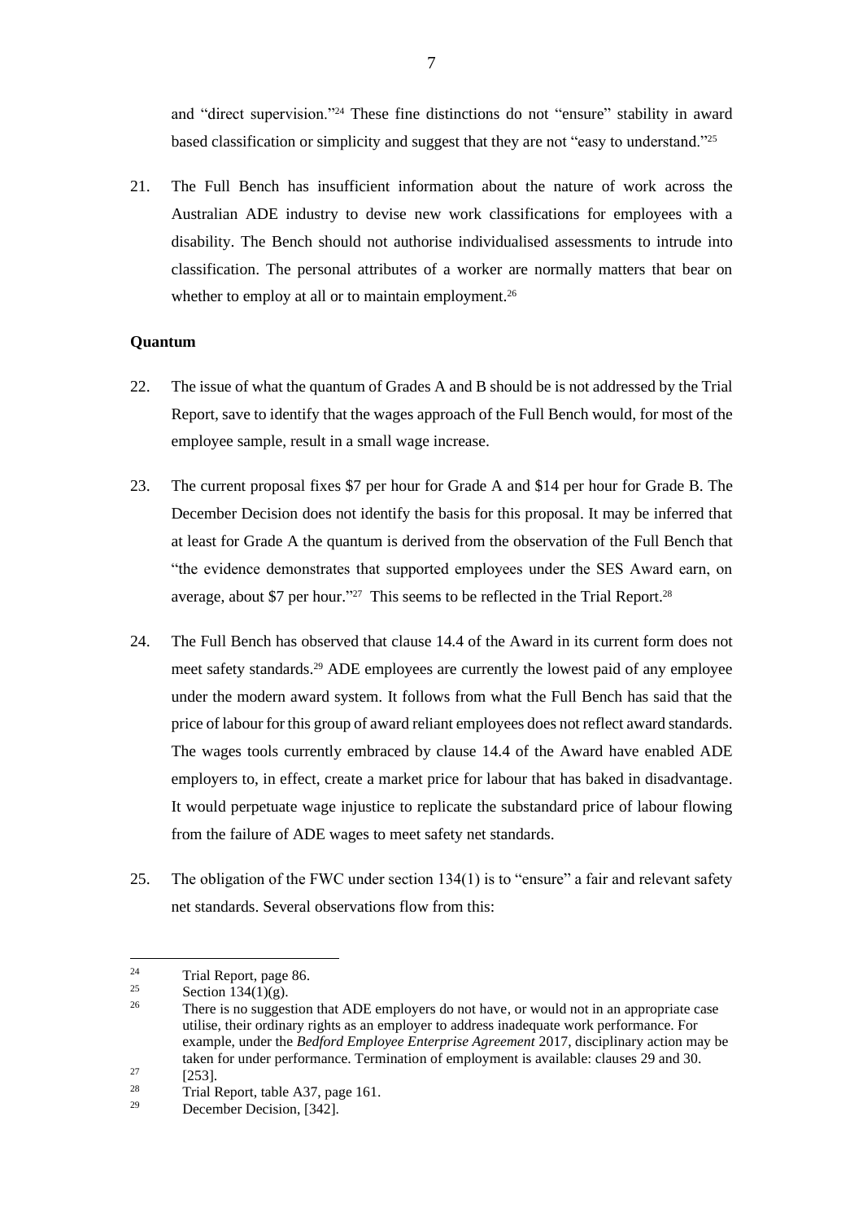and "direct supervision."[24] These fine distinctions do not "ensure" stability in award based classification or simplicity and suggest that they are not "easy to understand."[25]

21. The Full Bench has insufficient information about the nature of work across the Australian ADE industry to devise new work classifications for employees with a disability. The Bench should not authorise individualised assessments to intrude into classification. The personal attributes of a worker are normally matters that bear on whether to employ at all or to maintain employment.[26]

**Quantum**

22. The issue of what the quantum of Grades A and B should be is not addressed by the Trial Report, save to identify that the wages approach of the Full Bench would, for most of the employee sample, result in a small wage increase.

23. The current proposal fixes $7 per hour for Grade A and $14 per hour for Grade B. The December Decision does not identify the basis for this proposal. It may be inferred that at least for Grade A the quantum is derived from the observation of the Full Bench that "the evidence demonstrates that supported employees under the SES Award earn, on average, about $7 per hour."[27] This seems to be reflected in the Trial Report.[28]

24. The Full Bench has observed that clause 14.4 of the Award in its current form does not meet safety standards.[29] ADE employees are currently the lowest paid of any employee under the modern award system. It follows from what the Full Bench has said that the price of labour for this group of award reliant employees does not reflect award standards. The wages tools currently embraced by clause 14.4 of the Award have enabled ADE employers to, in effect, create a market price for labour that has baked in disadvantage. It would perpetuate wage injustice to replicate the substandard price of labour flowing from the failure of ADE wages to meet safety net standards.

25. The obligation of the FWC under section 134(1) is to "ensure" a fair and relevant safety net standards. Several observations flow from this:

---

[24] Trial Report, page 86.

[25] Section 134(1)(g).

[26] There is no suggestion that ADE employers do not have, or would not in an appropriate case utilise, their ordinary rights as an employer to address inadequate work performance. For example, under the *Bedford Employee Enterprise Agreement* 2017, disciplinary action may be taken for under performance. Termination of employment is available: clauses 29 and 30.

[27] [253].

[28] Trial Report, table A37, page 161.

[29] December Decision, [342].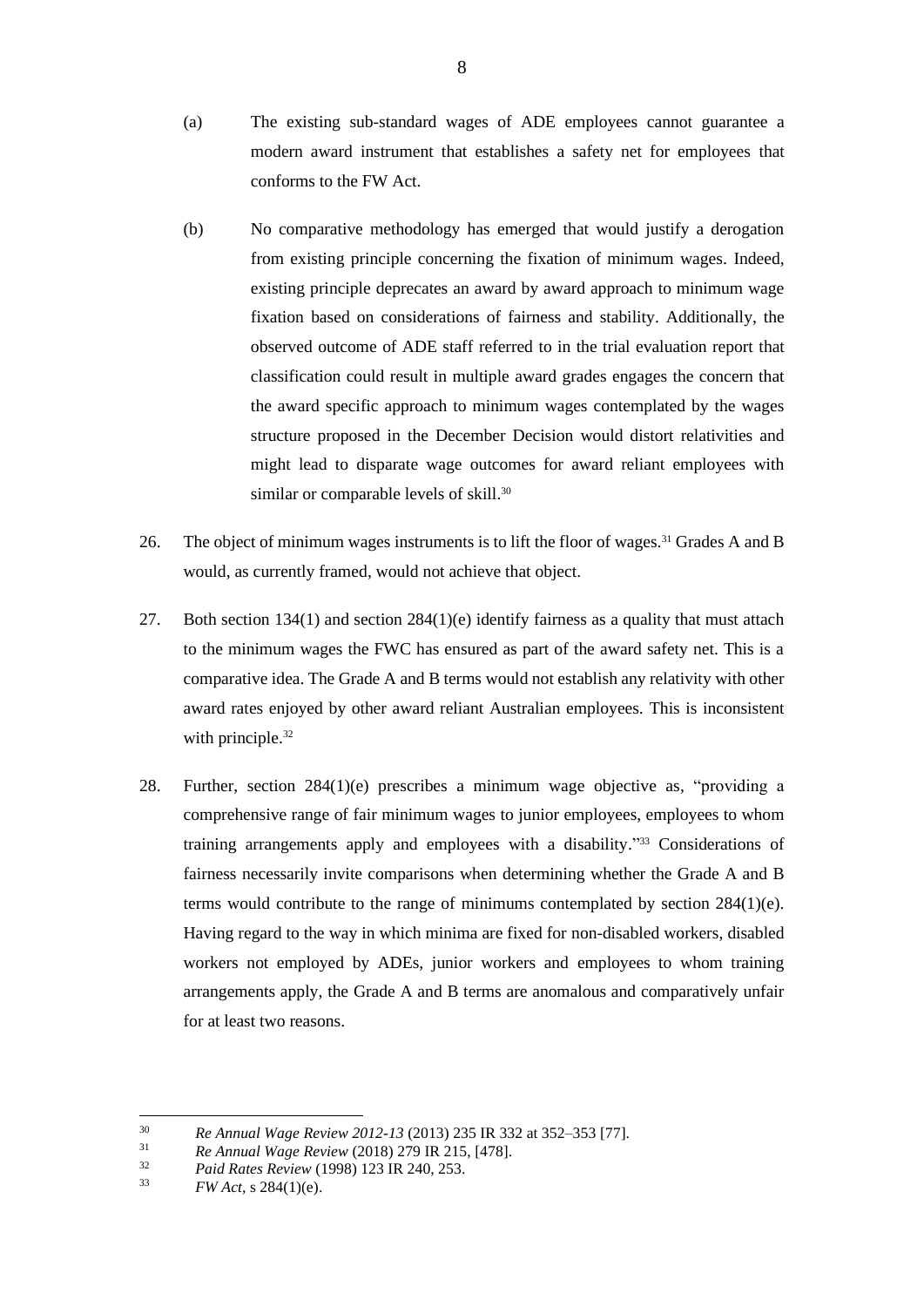(a) The existing sub-standard wages of ADE employees cannot guarantee a modern award instrument that establishes a safety net for employees that conforms to the FW Act.

(b) No comparative methodology has emerged that would justify a derogation from existing principle concerning the fixation of minimum wages. Indeed, existing principle deprecates an award by award approach to minimum wage fixation based on considerations of fairness and stability. Additionally, the observed outcome of ADE staff referred to in the trial evaluation report that classification could result in multiple award grades engages the concern that the award specific approach to minimum wages contemplated by the wages structure proposed in the December Decision would distort relativities and might lead to disparate wage outcomes for award reliant employees with similar or comparable levels of skill.[30]

26. The object of minimum wages instruments is to lift the floor of wages.[31] Grades A and B would, as currently framed, would not achieve that object.

27. Both section 134(1) and section 284(1)(e) identify fairness as a quality that must attach to the minimum wages the FWC has ensured as part of the award safety net. This is a comparative idea. The Grade A and B terms would not establish any relativity with other award rates enjoyed by other award reliant Australian employees. This is inconsistent with principle.[32]

28. Further, section 284(1)(e) prescribes a minimum wage objective as, "providing a comprehensive range of fair minimum wages to junior employees, employees to whom training arrangements apply and employees with a disability."[33] Considerations of fairness necessarily invite comparisons when determining whether the Grade A and B terms would contribute to the range of minimums contemplated by section 284(1)(e). Having regard to the way in which minima are fixed for non-disabled workers, disabled workers not employed by ADEs, junior workers and employees to whom training arrangements apply, the Grade A and B terms are anomalous and comparatively unfair for at least two reasons.

---

[30] *Re Annual Wage Review 2012-13* (2013) 235 IR 332 at 352–353 [77].

[31] *Re Annual Wage Review* (2018) 279 IR 215, [478].

[32] *Paid Rates Review* (1998) 123 IR 240, 253.

[33] *FW Act*, s 284(1)(e).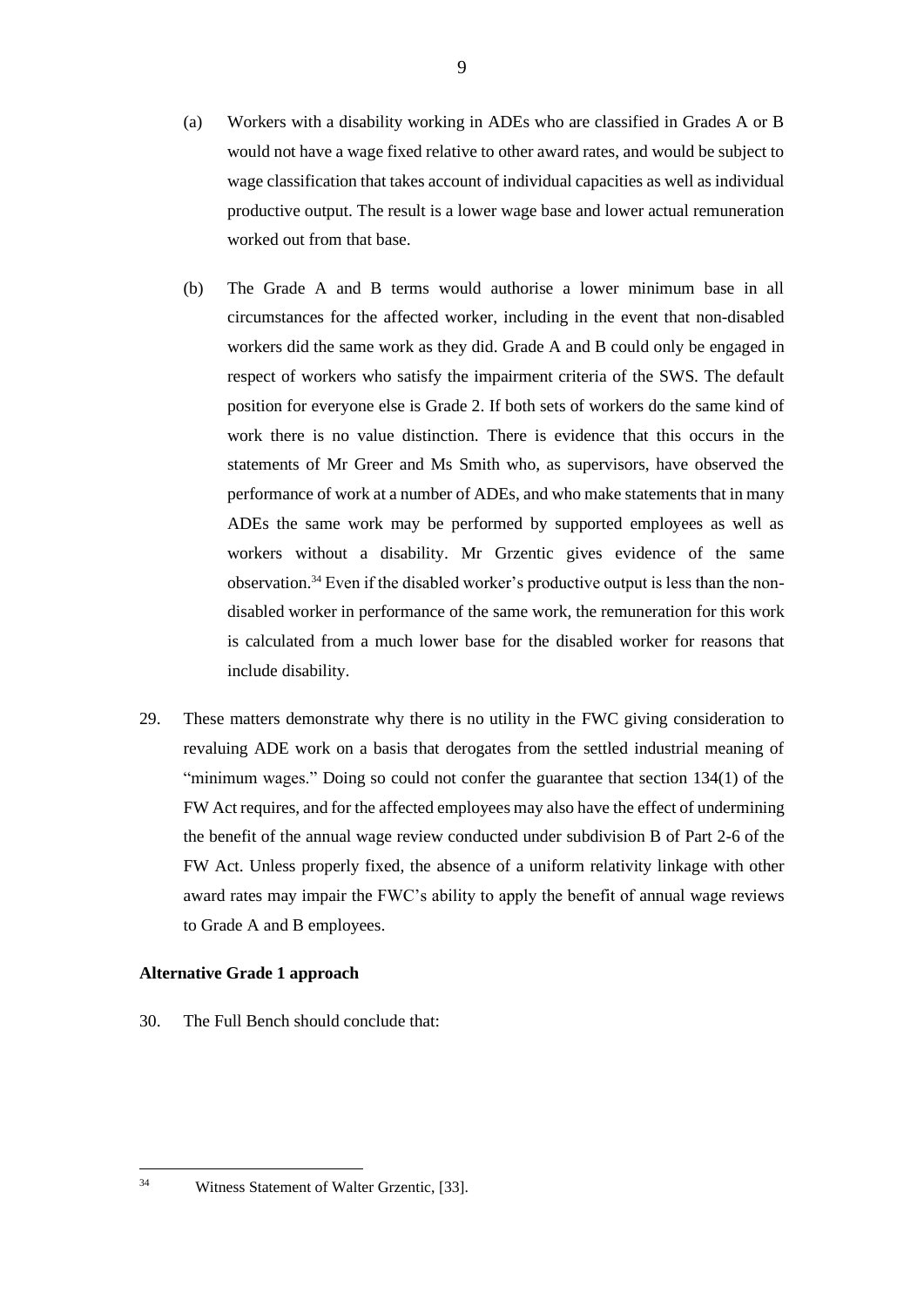(a) Workers with a disability working in ADEs who are classified in Grades A or B would not have a wage fixed relative to other award rates, and would be subject to wage classification that takes account of individual capacities as well as individual productive output. The result is a lower wage base and lower actual remuneration worked out from that base.

(b) The Grade A and B terms would authorise a lower minimum base in all circumstances for the affected worker, including in the event that non-disabled workers did the same work as they did. Grade A and B could only be engaged in respect of workers who satisfy the impairment criteria of the SWS. The default position for everyone else is Grade 2. If both sets of workers do the same kind of work there is no value distinction. There is evidence that this occurs in the statements of Mr Greer and Ms Smith who, as supervisors, have observed the performance of work at a number of ADEs, and who make statements that in many ADEs the same work may be performed by supported employees as well as workers without a disability. Mr Grzentic gives evidence of the same observation.[34] Even if the disabled worker's productive output is less than the non-disabled worker in performance of the same work, the remuneration for this work is calculated from a much lower base for the disabled worker for reasons that include disability.

29. These matters demonstrate why there is no utility in the FWC giving consideration to revaluing ADE work on a basis that derogates from the settled industrial meaning of "minimum wages." Doing so could not confer the guarantee that section 134(1) of the FW Act requires, and for the affected employees may also have the effect of undermining the benefit of the annual wage review conducted under subdivision B of Part 2-6 of the FW Act. Unless properly fixed, the absence of a uniform relativity linkage with other award rates may impair the FWC's ability to apply the benefit of annual wage reviews to Grade A and B employees.

**Alternative Grade 1 approach**

30. The Full Bench should conclude that:

---

[34] Witness Statement of Walter Grzentic, [33].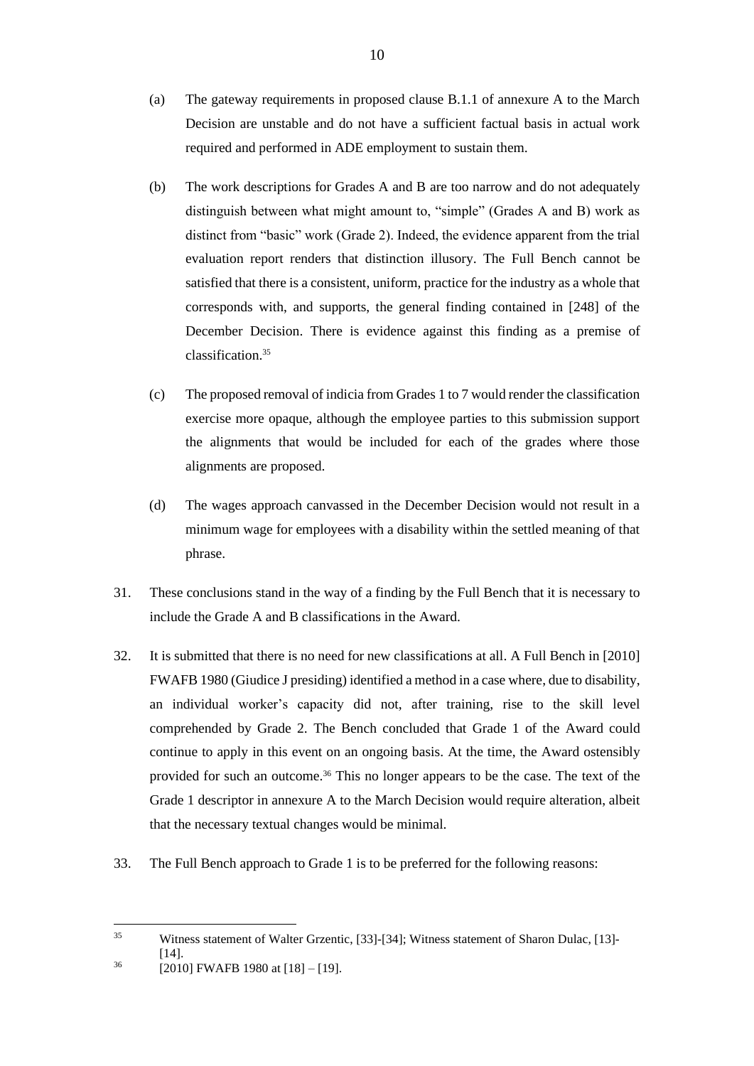(a) The gateway requirements in proposed clause B.1.1 of annexure A to the March Decision are unstable and do not have a sufficient factual basis in actual work required and performed in ADE employment to sustain them.

(b) The work descriptions for Grades A and B are too narrow and do not adequately distinguish between what might amount to, "simple" (Grades A and B) work as distinct from "basic" work (Grade 2). Indeed, the evidence apparent from the trial evaluation report renders that distinction illusory. The Full Bench cannot be satisfied that there is a consistent, uniform, practice for the industry as a whole that corresponds with, and supports, the general finding contained in [248] of the December Decision. There is evidence against this finding as a premise of classification.[35]

(c) The proposed removal of indicia from Grades 1 to 7 would render the classification exercise more opaque, although the employee parties to this submission support the alignments that would be included for each of the grades where those alignments are proposed.

(d) The wages approach canvassed in the December Decision would not result in a minimum wage for employees with a disability within the settled meaning of that phrase.

31. These conclusions stand in the way of a finding by the Full Bench that it is necessary to include the Grade A and B classifications in the Award.

32. It is submitted that there is no need for new classifications at all. A Full Bench in [2010] FWAFB 1980 (Giudice J presiding) identified a method in a case where, due to disability, an individual worker's capacity did not, after training, rise to the skill level comprehended by Grade 2. The Bench concluded that Grade 1 of the Award could continue to apply in this event on an ongoing basis. At the time, the Award ostensibly provided for such an outcome.[36] This no longer appears to be the case. The text of the Grade 1 descriptor in annexure A to the March Decision would require alteration, albeit that the necessary textual changes would be minimal.

33. The Full Bench approach to Grade 1 is to be preferred for the following reasons:

---

[35] Witness statement of Walter Grzentic, [33]-[34]; Witness statement of Sharon Dulac, [13]-[14].

[36] [2010] FWAFB 1980 at [18] – [19].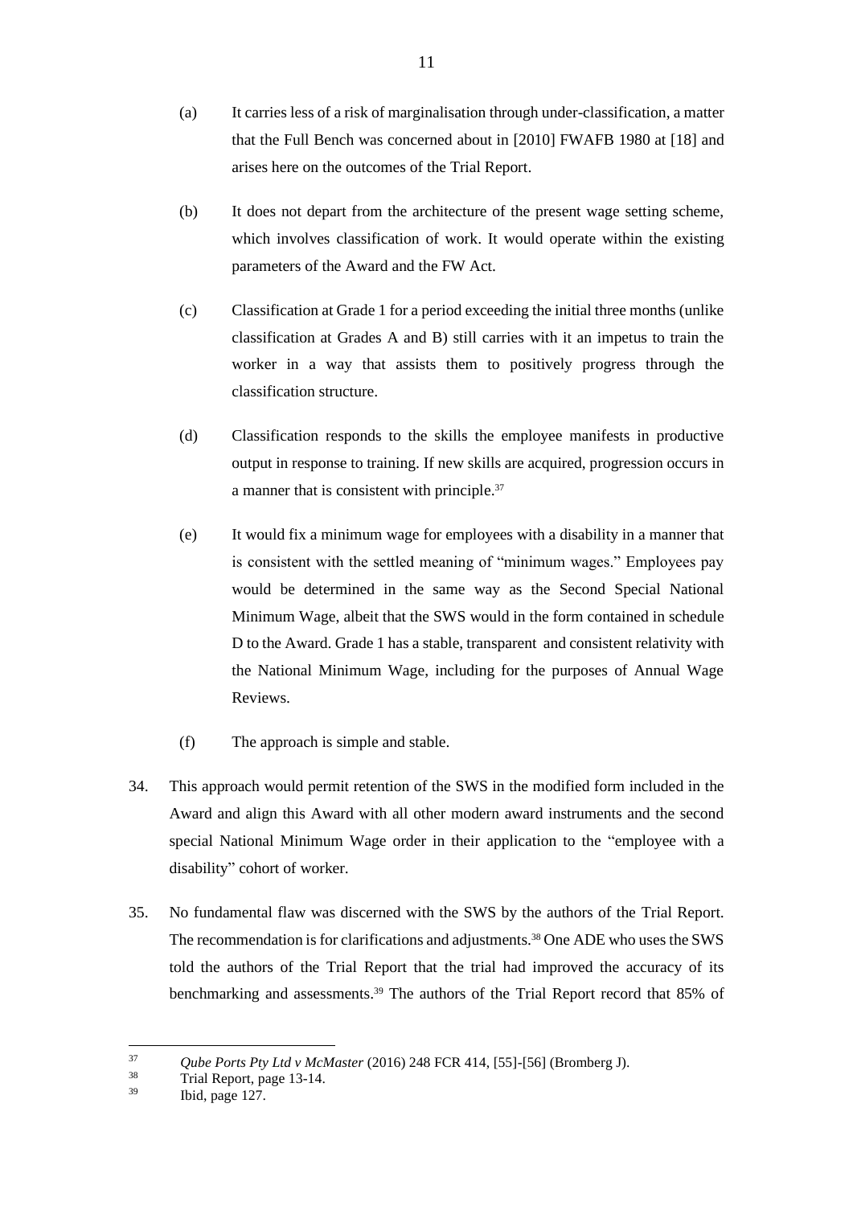(a) It carries less of a risk of marginalisation through under-classification, a matter that the Full Bench was concerned about in [2010] FWAFB 1980 at [18] and arises here on the outcomes of the Trial Report.

(b) It does not depart from the architecture of the present wage setting scheme, which involves classification of work. It would operate within the existing parameters of the Award and the FW Act.

(c) Classification at Grade 1 for a period exceeding the initial three months (unlike classification at Grades A and B) still carries with it an impetus to train the worker in a way that assists them to positively progress through the classification structure.

(d) Classification responds to the skills the employee manifests in productive output in response to training. If new skills are acquired, progression occurs in a manner that is consistent with principle.[37]

(e) It would fix a minimum wage for employees with a disability in a manner that is consistent with the settled meaning of "minimum wages." Employees pay would be determined in the same way as the Second Special National Minimum Wage, albeit that the SWS would in the form contained in schedule D to the Award. Grade 1 has a stable, transparent and consistent relativity with the National Minimum Wage, including for the purposes of Annual Wage Reviews.

(f) The approach is simple and stable.

34. This approach would permit retention of the SWS in the modified form included in the Award and align this Award with all other modern award instruments and the second special National Minimum Wage order in their application to the "employee with a disability" cohort of worker.

35. No fundamental flaw was discerned with the SWS by the authors of the Trial Report. The recommendation is for clarifications and adjustments.[38] One ADE who uses the SWS told the authors of the Trial Report that the trial had improved the accuracy of its benchmarking and assessments.[39] The authors of the Trial Report record that 85% of

---

[37] *Qube Ports Pty Ltd v McMaster* (2016) 248 FCR 414, [55]-[56] (Bromberg J).

[38] Trial Report, page 13-14.

[39] Ibid, page 127.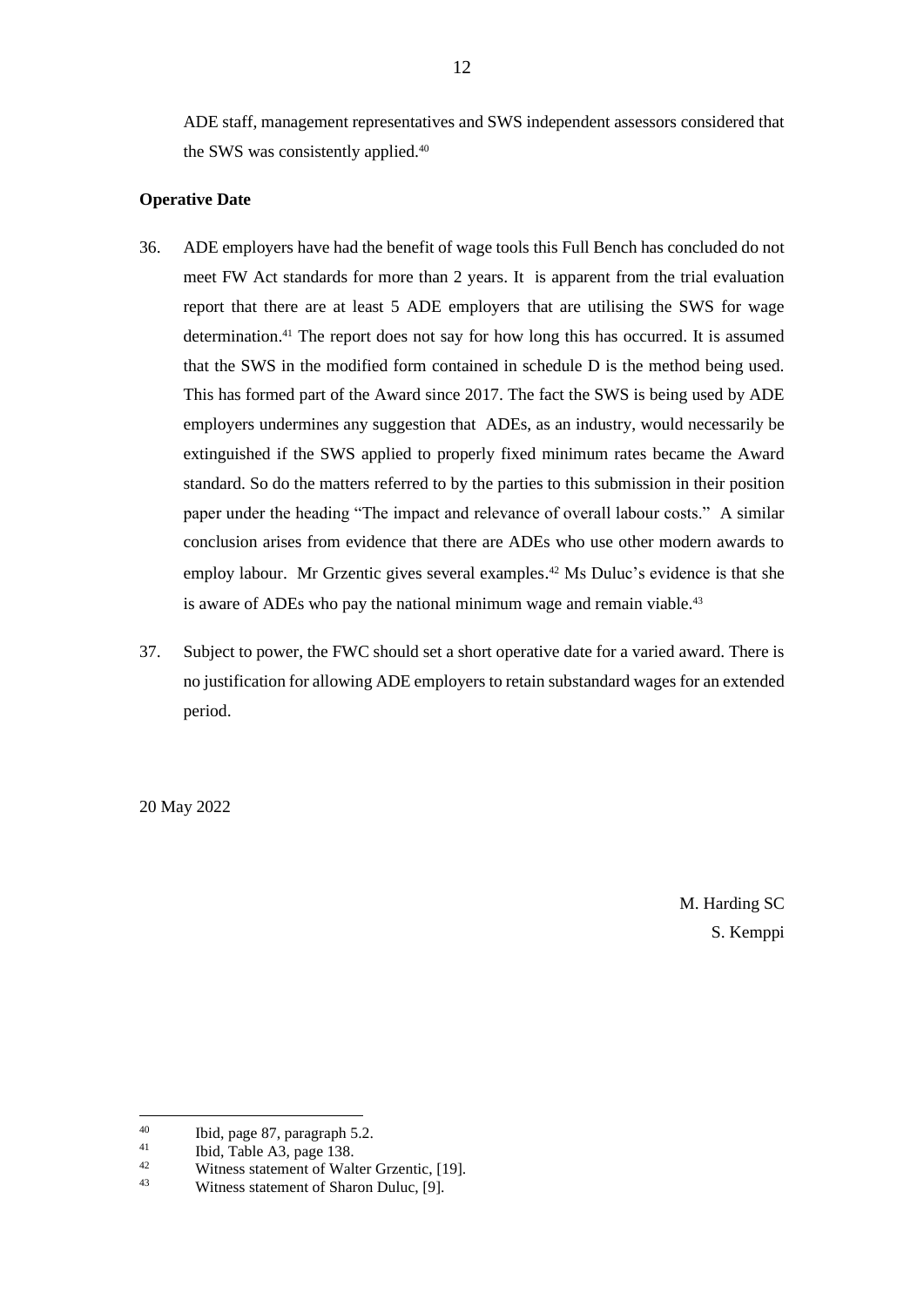ADE staff, management representatives and SWS independent assessors considered that the SWS was consistently applied.[40]

**Operative Date**

36. ADE employers have had the benefit of wage tools this Full Bench has concluded do not meet FW Act standards for more than 2 years. It is apparent from the trial evaluation report that there are at least 5 ADE employers that are utilising the SWS for wage determination.[41] The report does not say for how long this has occurred. It is assumed that the SWS in the modified form contained in schedule D is the method being used. This has formed part of the Award since 2017. The fact the SWS is being used by ADE employers undermines any suggestion that ADEs, as an industry, would necessarily be extinguished if the SWS applied to properly fixed minimum rates became the Award standard. So do the matters referred to by the parties to this submission in their position paper under the heading "The impact and relevance of overall labour costs." A similar conclusion arises from evidence that there are ADEs who use other modern awards to employ labour. Mr Grzentic gives several examples.[42] Ms Duluc's evidence is that she is aware of ADEs who pay the national minimum wage and remain viable.[43]

37. Subject to power, the FWC should set a short operative date for a varied award. There is no justification for allowing ADE employers to retain substandard wages for an extended period.

20 May 2022

M. Harding SC
S. Kemppi

---

[40] Ibid, page 87, paragraph 5.2.
[41] Ibid, Table A3, page 138.
[42] Witness statement of Walter Grzentic, [19].
[43] Witness statement of Sharon Duluc, [9].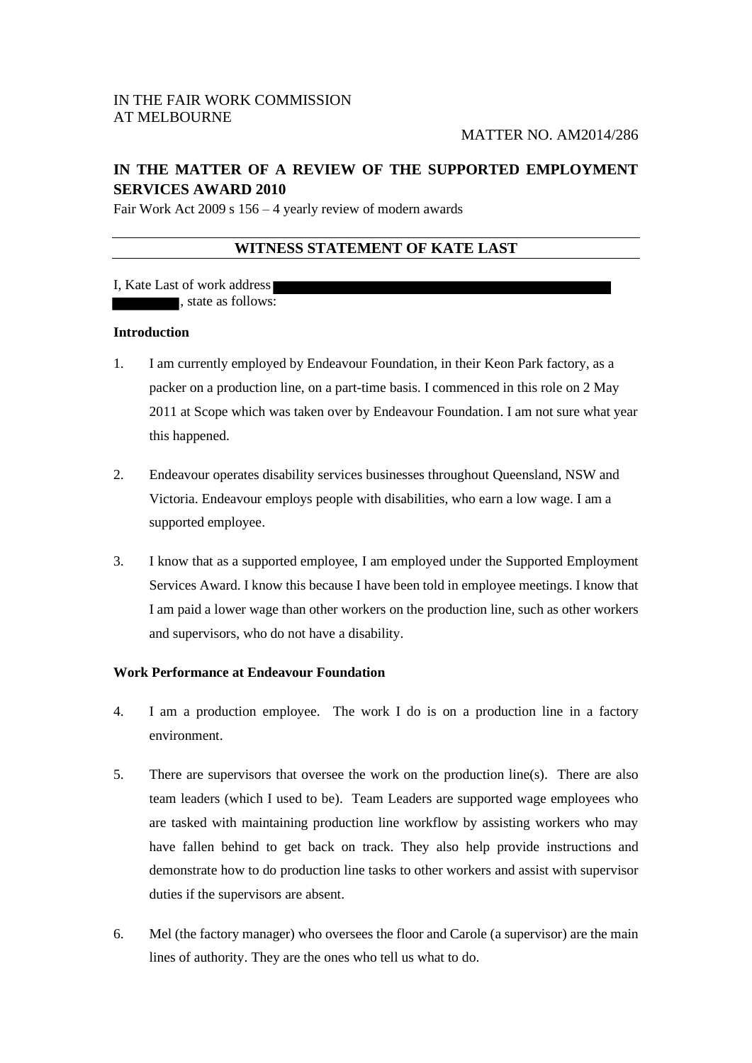IN THE FAIR WORK COMMISSION
AT MELBOURNE

MATTER NO. AM2014/286

**IN THE MATTER OF A REVIEW OF THE SUPPORTED EMPLOYMENT SERVICES AWARD 2010**

Fair Work Act 2009 s 156 – 4 yearly review of modern awards

## WITNESS STATEMENT OF KATE LAST

I, Kate Last of work address [redacted] [redacted], state as follows:

**Introduction**

1. I am currently employed by Endeavour Foundation, in their Keon Park factory, as a packer on a production line, on a part-time basis. I commenced in this role on 2 May 2011 at Scope which was taken over by Endeavour Foundation. I am not sure what year this happened.

2. Endeavour operates disability services businesses throughout Queensland, NSW and Victoria. Endeavour employs people with disabilities, who earn a low wage. I am a supported employee.

3. I know that as a supported employee, I am employed under the Supported Employment Services Award. I know this because I have been told in employee meetings. I know that I am paid a lower wage than other workers on the production line, such as other workers and supervisors, who do not have a disability.

**Work Performance at Endeavour Foundation**

4. I am a production employee. The work I do is on a production line in a factory environment.

5. There are supervisors that oversee the work on the production line(s). There are also team leaders (which I used to be). Team Leaders are supported wage employees who are tasked with maintaining production line workflow by assisting workers who may have fallen behind to get back on track. They also help provide instructions and demonstrate how to do production line tasks to other workers and assist with supervisor duties if the supervisors are absent.

6. Mel (the factory manager) who oversees the floor and Carole (a supervisor) are the main lines of authority. They are the ones who tell us what to do.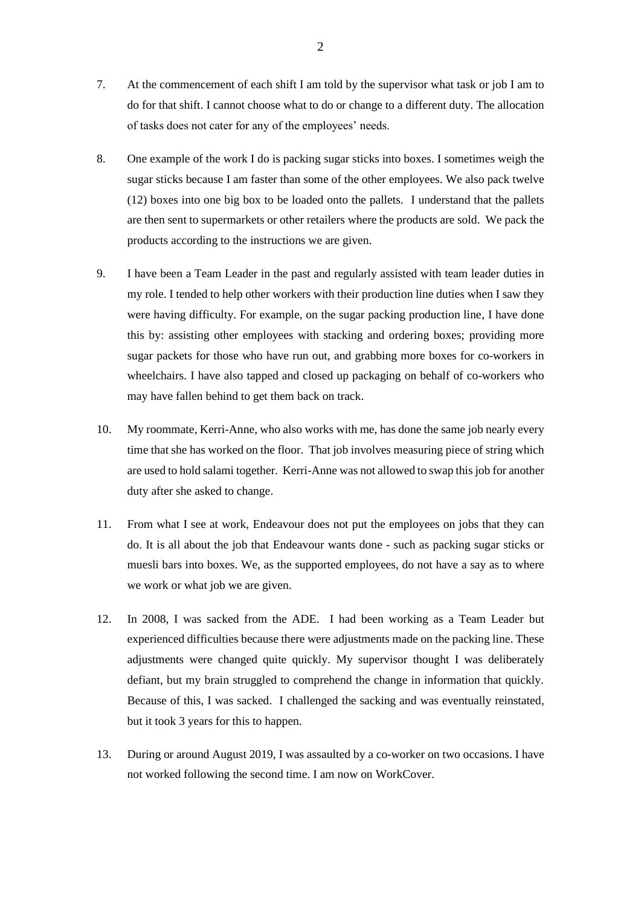7. At the commencement of each shift I am told by the supervisor what task or job I am to do for that shift. I cannot choose what to do or change to a different duty. The allocation of tasks does not cater for any of the employees' needs.

8. One example of the work I do is packing sugar sticks into boxes. I sometimes weigh the sugar sticks because I am faster than some of the other employees. We also pack twelve (12) boxes into one big box to be loaded onto the pallets. I understand that the pallets are then sent to supermarkets or other retailers where the products are sold. We pack the products according to the instructions we are given.

9. I have been a Team Leader in the past and regularly assisted with team leader duties in my role. I tended to help other workers with their production line duties when I saw they were having difficulty. For example, on the sugar packing production line, I have done this by: assisting other employees with stacking and ordering boxes; providing more sugar packets for those who have run out, and grabbing more boxes for co-workers in wheelchairs. I have also tapped and closed up packaging on behalf of co-workers who may have fallen behind to get them back on track.

10. My roommate, Kerri-Anne, who also works with me, has done the same job nearly every time that she has worked on the floor. That job involves measuring piece of string which are used to hold salami together. Kerri-Anne was not allowed to swap this job for another duty after she asked to change.

11. From what I see at work, Endeavour does not put the employees on jobs that they can do. It is all about the job that Endeavour wants done - such as packing sugar sticks or muesli bars into boxes. We, as the supported employees, do not have a say as to where we work or what job we are given.

12. In 2008, I was sacked from the ADE. I had been working as a Team Leader but experienced difficulties because there were adjustments made on the packing line. These adjustments were changed quite quickly. My supervisor thought I was deliberately defiant, but my brain struggled to comprehend the change in information that quickly. Because of this, I was sacked. I challenged the sacking and was eventually reinstated, but it took 3 years for this to happen.

13. During or around August 2019, I was assaulted by a co-worker on two occasions. I have not worked following the second time. I am now on WorkCover.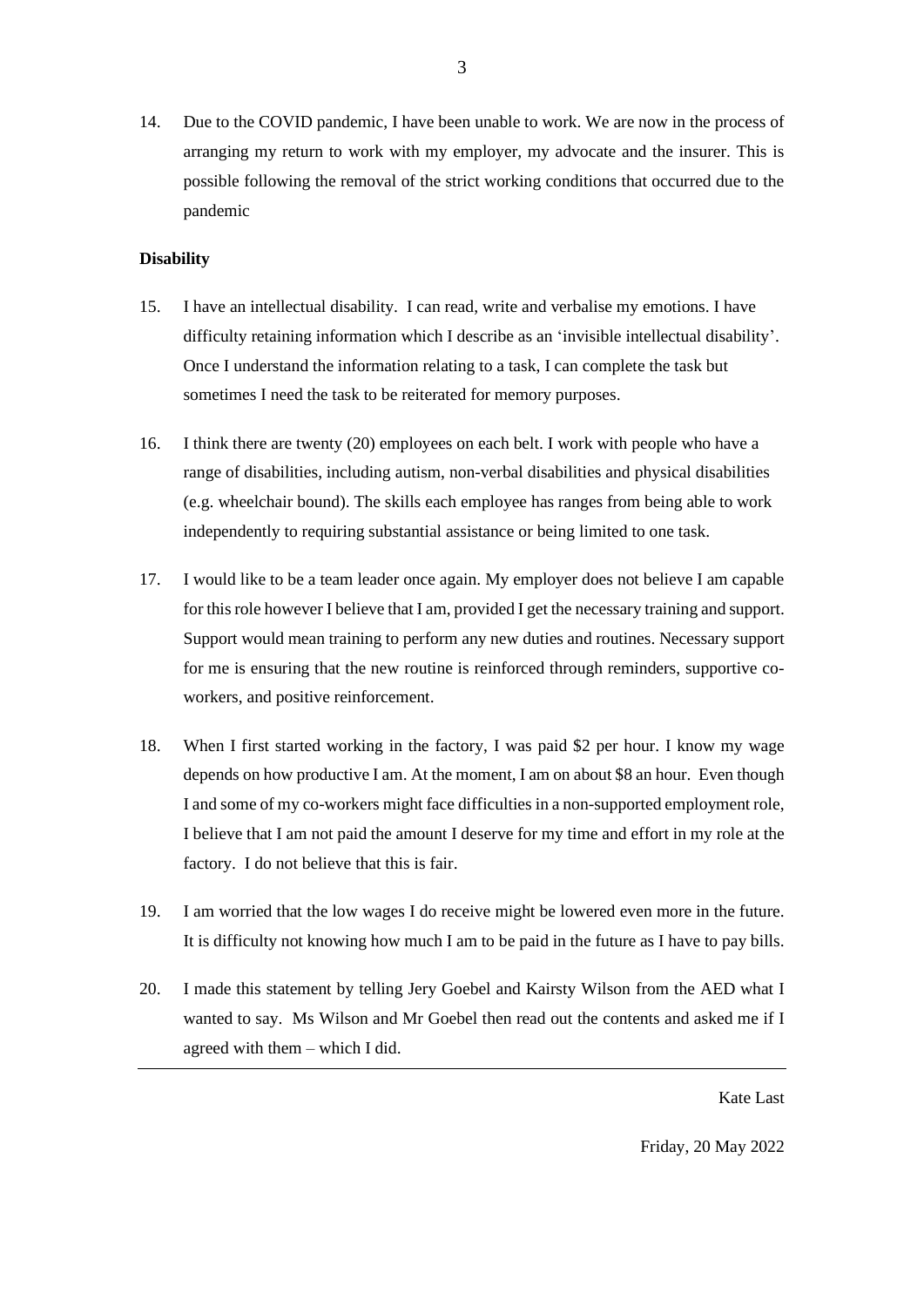14. Due to the COVID pandemic, I have been unable to work. We are now in the process of arranging my return to work with my employer, my advocate and the insurer. This is possible following the removal of the strict working conditions that occurred due to the pandemic

**Disability**

15. I have an intellectual disability. I can read, write and verbalise my emotions. I have difficulty retaining information which I describe as an 'invisible intellectual disability'. Once I understand the information relating to a task, I can complete the task but sometimes I need the task to be reiterated for memory purposes.

16. I think there are twenty (20) employees on each belt. I work with people who have a range of disabilities, including autism, non-verbal disabilities and physical disabilities (e.g. wheelchair bound). The skills each employee has ranges from being able to work independently to requiring substantial assistance or being limited to one task.

17. I would like to be a team leader once again. My employer does not believe I am capable for this role however I believe that I am, provided I get the necessary training and support. Support would mean training to perform any new duties and routines. Necessary support for me is ensuring that the new routine is reinforced through reminders, supportive co-workers, and positive reinforcement.

18. When I first started working in the factory, I was paid \$2 per hour. I know my wage depends on how productive I am. At the moment, I am on about \$8 an hour. Even though I and some of my co-workers might face difficulties in a non-supported employment role, I believe that I am not paid the amount I deserve for my time and effort in my role at the factory. I do not believe that this is fair.

19. I am worried that the low wages I do receive might be lowered even more in the future. It is difficulty not knowing how much I am to be paid in the future as I have to pay bills.

20. I made this statement by telling Jery Goebel and Kairsty Wilson from the AED what I wanted to say. Ms Wilson and Mr Goebel then read out the contents and asked me if I agreed with them – which I did.

---

Kate Last

Friday, 20 May 2022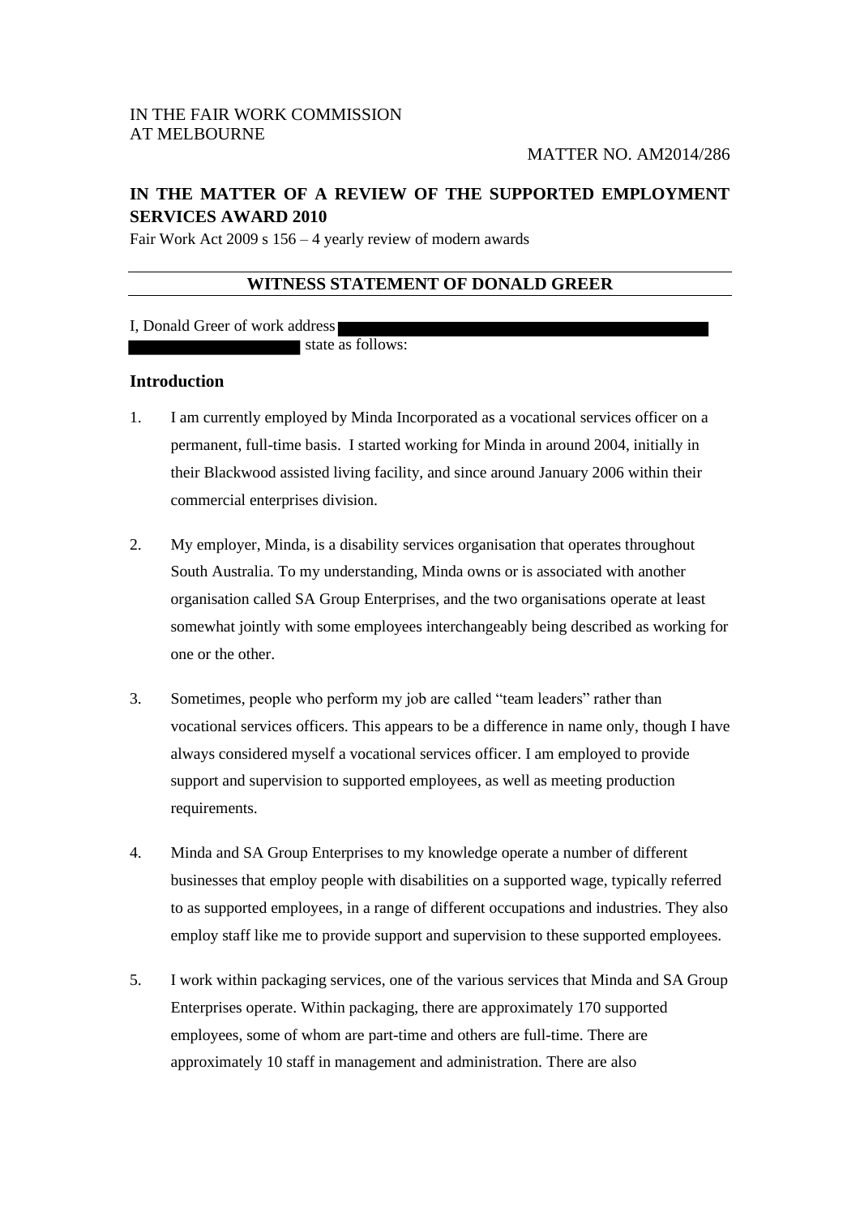IN THE FAIR WORK COMMISSION
AT MELBOURNE

MATTER NO. AM2014/286

**IN THE MATTER OF A REVIEW OF THE SUPPORTED EMPLOYMENT SERVICES AWARD 2010**

Fair Work Act 2009 s 156 – 4 yearly review of modern awards

## WITNESS STATEMENT OF DONALD GREER

I, Donald Greer of work address [redacted] state as follows:

### Introduction

1. I am currently employed by Minda Incorporated as a vocational services officer on a permanent, full-time basis. I started working for Minda in around 2004, initially in their Blackwood assisted living facility, and since around January 2006 within their commercial enterprises division.

2. My employer, Minda, is a disability services organisation that operates throughout South Australia. To my understanding, Minda owns or is associated with another organisation called SA Group Enterprises, and the two organisations operate at least somewhat jointly with some employees interchangeably being described as working for one or the other.

3. Sometimes, people who perform my job are called "team leaders" rather than vocational services officers. This appears to be a difference in name only, though I have always considered myself a vocational services officer. I am employed to provide support and supervision to supported employees, as well as meeting production requirements.

4. Minda and SA Group Enterprises to my knowledge operate a number of different businesses that employ people with disabilities on a supported wage, typically referred to as supported employees, in a range of different occupations and industries. They also employ staff like me to provide support and supervision to these supported employees.

5. I work within packaging services, one of the various services that Minda and SA Group Enterprises operate. Within packaging, there are approximately 170 supported employees, some of whom are part-time and others are full-time. There are approximately 10 staff in management and administration. There are also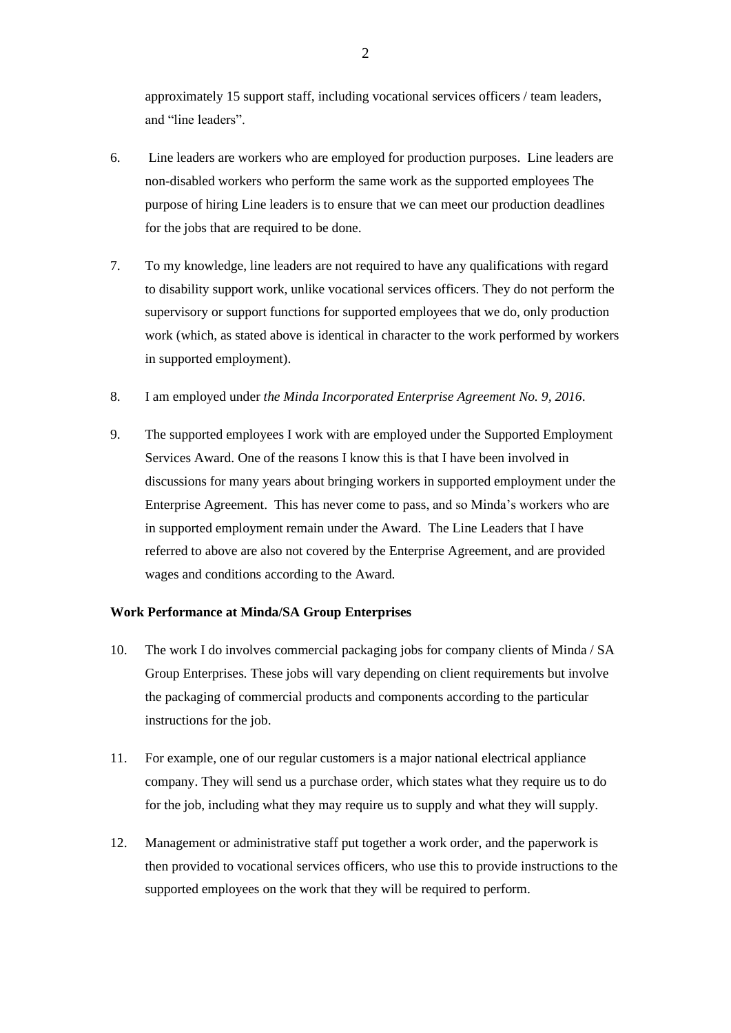approximately 15 support staff, including vocational services officers / team leaders, and "line leaders".

6. Line leaders are workers who are employed for production purposes. Line leaders are non-disabled workers who perform the same work as the supported employees The purpose of hiring Line leaders is to ensure that we can meet our production deadlines for the jobs that are required to be done.

7. To my knowledge, line leaders are not required to have any qualifications with regard to disability support work, unlike vocational services officers. They do not perform the supervisory or support functions for supported employees that we do, only production work (which, as stated above is identical in character to the work performed by workers in supported employment).

8. I am employed under *the Minda Incorporated Enterprise Agreement No. 9, 2016*.

9. The supported employees I work with are employed under the Supported Employment Services Award. One of the reasons I know this is that I have been involved in discussions for many years about bringing workers in supported employment under the Enterprise Agreement. This has never come to pass, and so Minda's workers who are in supported employment remain under the Award. The Line Leaders that I have referred to above are also not covered by the Enterprise Agreement, and are provided wages and conditions according to the Award.

**Work Performance at Minda/SA Group Enterprises**

10. The work I do involves commercial packaging jobs for company clients of Minda / SA Group Enterprises. These jobs will vary depending on client requirements but involve the packaging of commercial products and components according to the particular instructions for the job.

11. For example, one of our regular customers is a major national electrical appliance company. They will send us a purchase order, which states what they require us to do for the job, including what they may require us to supply and what they will supply.

12. Management or administrative staff put together a work order, and the paperwork is then provided to vocational services officers, who use this to provide instructions to the supported employees on the work that they will be required to perform.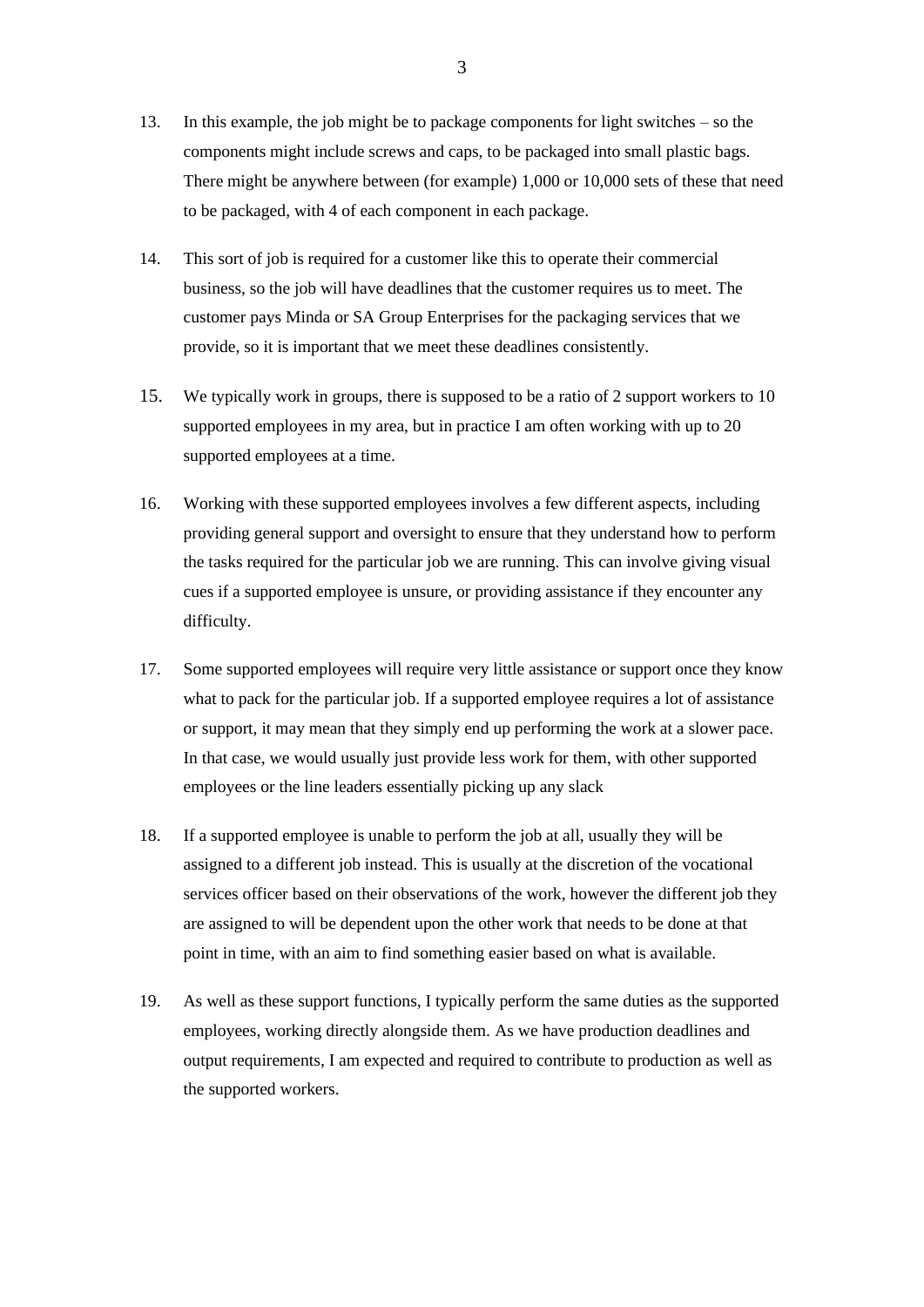13. In this example, the job might be to package components for light switches – so the components might include screws and caps, to be packaged into small plastic bags. There might be anywhere between (for example) 1,000 or 10,000 sets of these that need to be packaged, with 4 of each component in each package.

14. This sort of job is required for a customer like this to operate their commercial business, so the job will have deadlines that the customer requires us to meet. The customer pays Minda or SA Group Enterprises for the packaging services that we provide, so it is important that we meet these deadlines consistently.

15. We typically work in groups, there is supposed to be a ratio of 2 support workers to 10 supported employees in my area, but in practice I am often working with up to 20 supported employees at a time.

16. Working with these supported employees involves a few different aspects, including providing general support and oversight to ensure that they understand how to perform the tasks required for the particular job we are running. This can involve giving visual cues if a supported employee is unsure, or providing assistance if they encounter any difficulty.

17. Some supported employees will require very little assistance or support once they know what to pack for the particular job. If a supported employee requires a lot of assistance or support, it may mean that they simply end up performing the work at a slower pace. In that case, we would usually just provide less work for them, with other supported employees or the line leaders essentially picking up any slack

18. If a supported employee is unable to perform the job at all, usually they will be assigned to a different job instead. This is usually at the discretion of the vocational services officer based on their observations of the work, however the different job they are assigned to will be dependent upon the other work that needs to be done at that point in time, with an aim to find something easier based on what is available.

19. As well as these support functions, I typically perform the same duties as the supported employees, working directly alongside them. As we have production deadlines and output requirements, I am expected and required to contribute to production as well as the supported workers.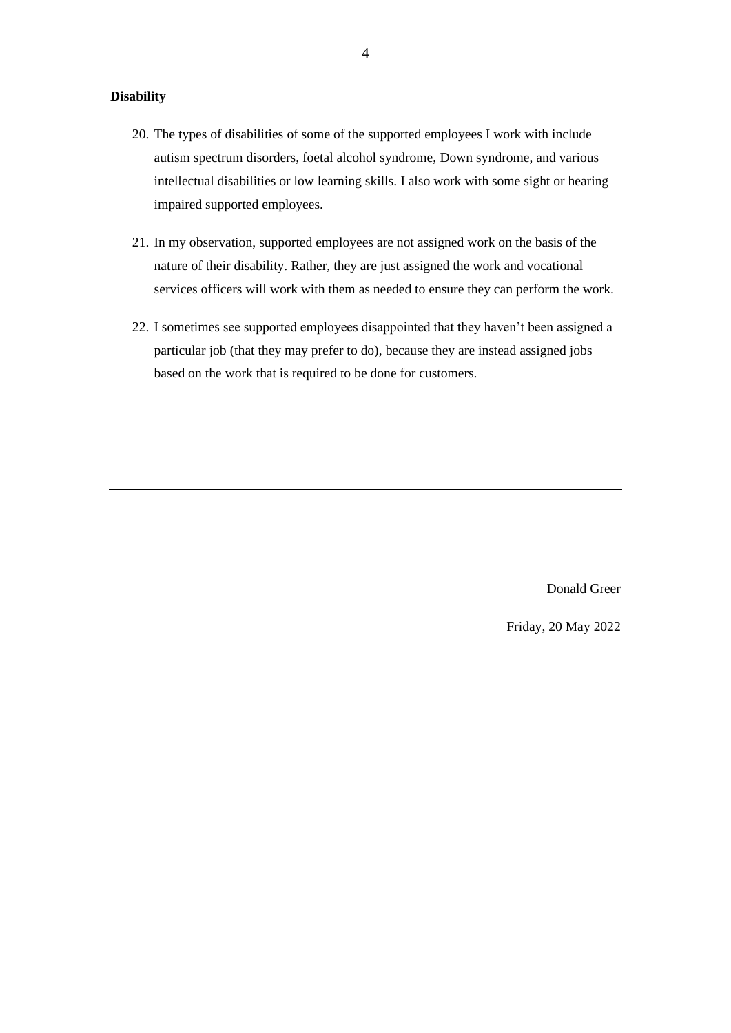**Disability**

20. The types of disabilities of some of the supported employees I work with include autism spectrum disorders, foetal alcohol syndrome, Down syndrome, and various intellectual disabilities or low learning skills. I also work with some sight or hearing impaired supported employees.

21. In my observation, supported employees are not assigned work on the basis of the nature of their disability. Rather, they are just assigned the work and vocational services officers will work with them as needed to ensure they can perform the work.

22. I sometimes see supported employees disappointed that they haven't been assigned a particular job (that they may prefer to do), because they are instead assigned jobs based on the work that is required to be done for customers.

---

Donald Greer

Friday, 20 May 2022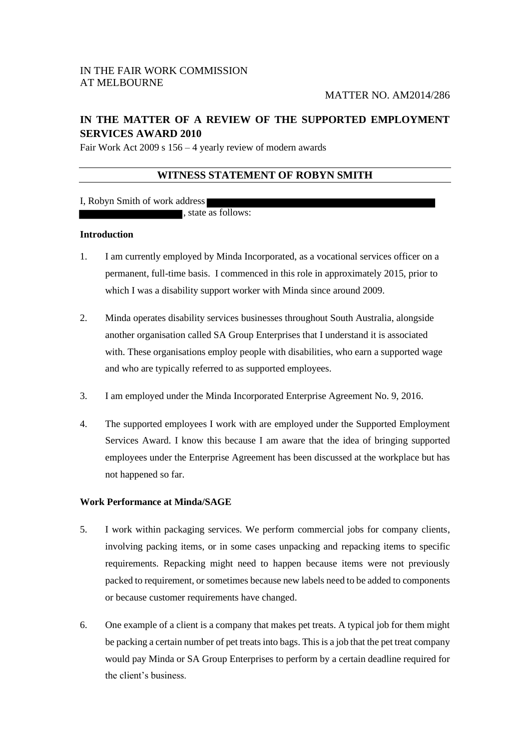IN THE FAIR WORK COMMISSION
AT MELBOURNE

MATTER NO. AM2014/286

**IN THE MATTER OF A REVIEW OF THE SUPPORTED EMPLOYMENT SERVICES AWARD 2010**

Fair Work Act 2009 s 156 – 4 yearly review of modern awards

## WITNESS STATEMENT OF ROBYN SMITH

I, Robyn Smith of work address [REDACTED], state as follows:

**Introduction**

1. I am currently employed by Minda Incorporated, as a vocational services officer on a permanent, full-time basis. I commenced in this role in approximately 2015, prior to which I was a disability support worker with Minda since around 2009.

2. Minda operates disability services businesses throughout South Australia, alongside another organisation called SA Group Enterprises that I understand it is associated with. These organisations employ people with disabilities, who earn a supported wage and who are typically referred to as supported employees.

3. I am employed under the Minda Incorporated Enterprise Agreement No. 9, 2016.

4. The supported employees I work with are employed under the Supported Employment Services Award. I know this because I am aware that the idea of bringing supported employees under the Enterprise Agreement has been discussed at the workplace but has not happened so far.

**Work Performance at Minda/SAGE**

5. I work within packaging services. We perform commercial jobs for company clients, involving packing items, or in some cases unpacking and repacking items to specific requirements. Repacking might need to happen because items were not previously packed to requirement, or sometimes because new labels need to be added to components or because customer requirements have changed.

6. One example of a client is a company that makes pet treats. A typical job for them might be packing a certain number of pet treats into bags. This is a job that the pet treat company would pay Minda or SA Group Enterprises to perform by a certain deadline required for the client's business.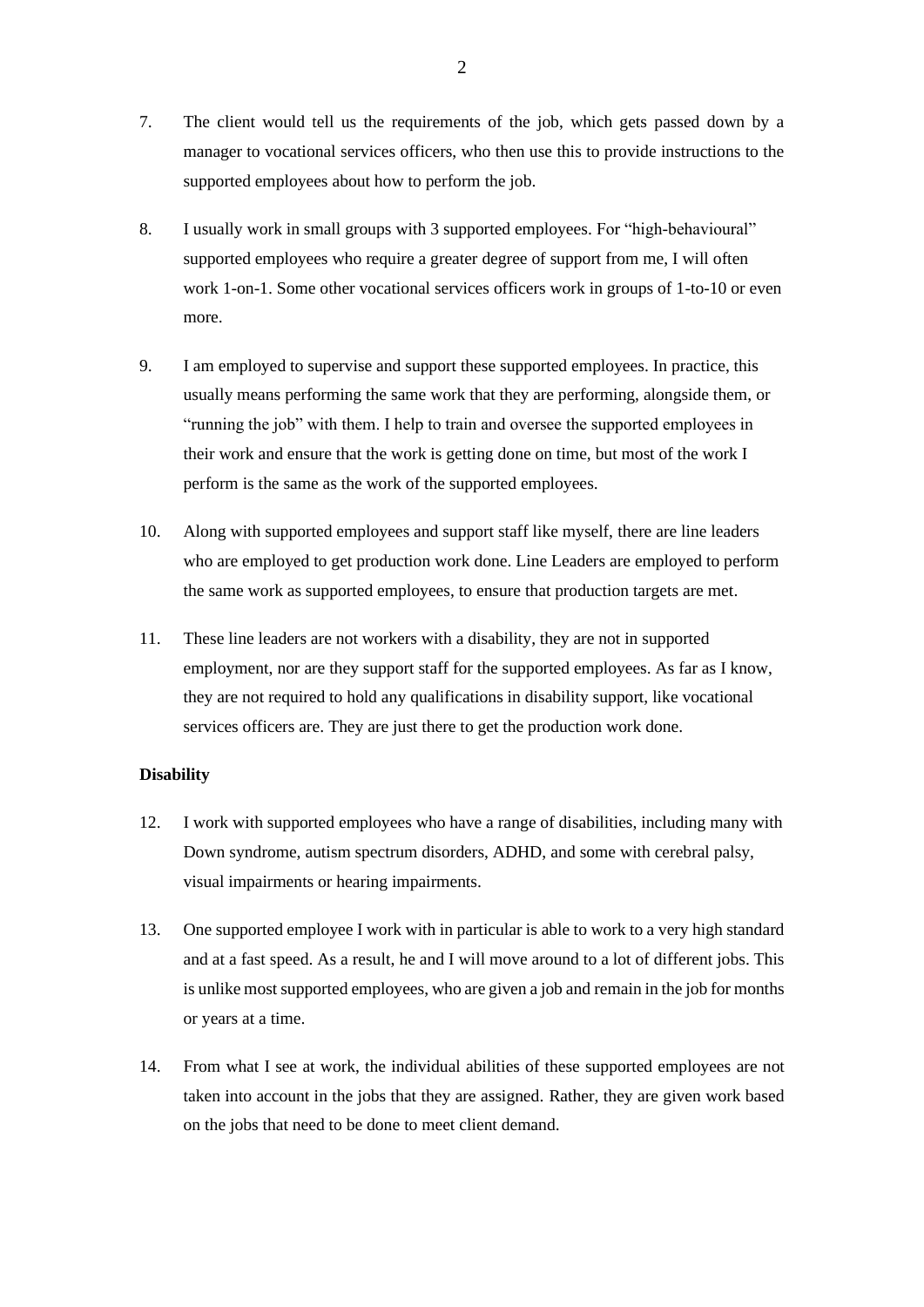7. The client would tell us the requirements of the job, which gets passed down by a manager to vocational services officers, who then use this to provide instructions to the supported employees about how to perform the job.

8. I usually work in small groups with 3 supported employees. For "high-behavioural" supported employees who require a greater degree of support from me, I will often work 1-on-1. Some other vocational services officers work in groups of 1-to-10 or even more.

9. I am employed to supervise and support these supported employees. In practice, this usually means performing the same work that they are performing, alongside them, or "running the job" with them. I help to train and oversee the supported employees in their work and ensure that the work is getting done on time, but most of the work I perform is the same as the work of the supported employees.

10. Along with supported employees and support staff like myself, there are line leaders who are employed to get production work done. Line Leaders are employed to perform the same work as supported employees, to ensure that production targets are met.

11. These line leaders are not workers with a disability, they are not in supported employment, nor are they support staff for the supported employees. As far as I know, they are not required to hold any qualifications in disability support, like vocational services officers are. They are just there to get the production work done.

**Disability**

12. I work with supported employees who have a range of disabilities, including many with Down syndrome, autism spectrum disorders, ADHD, and some with cerebral palsy, visual impairments or hearing impairments.

13. One supported employee I work with in particular is able to work to a very high standard and at a fast speed. As a result, he and I will move around to a lot of different jobs. This is unlike most supported employees, who are given a job and remain in the job for months or years at a time.

14. From what I see at work, the individual abilities of these supported employees are not taken into account in the jobs that they are assigned. Rather, they are given work based on the jobs that need to be done to meet client demand.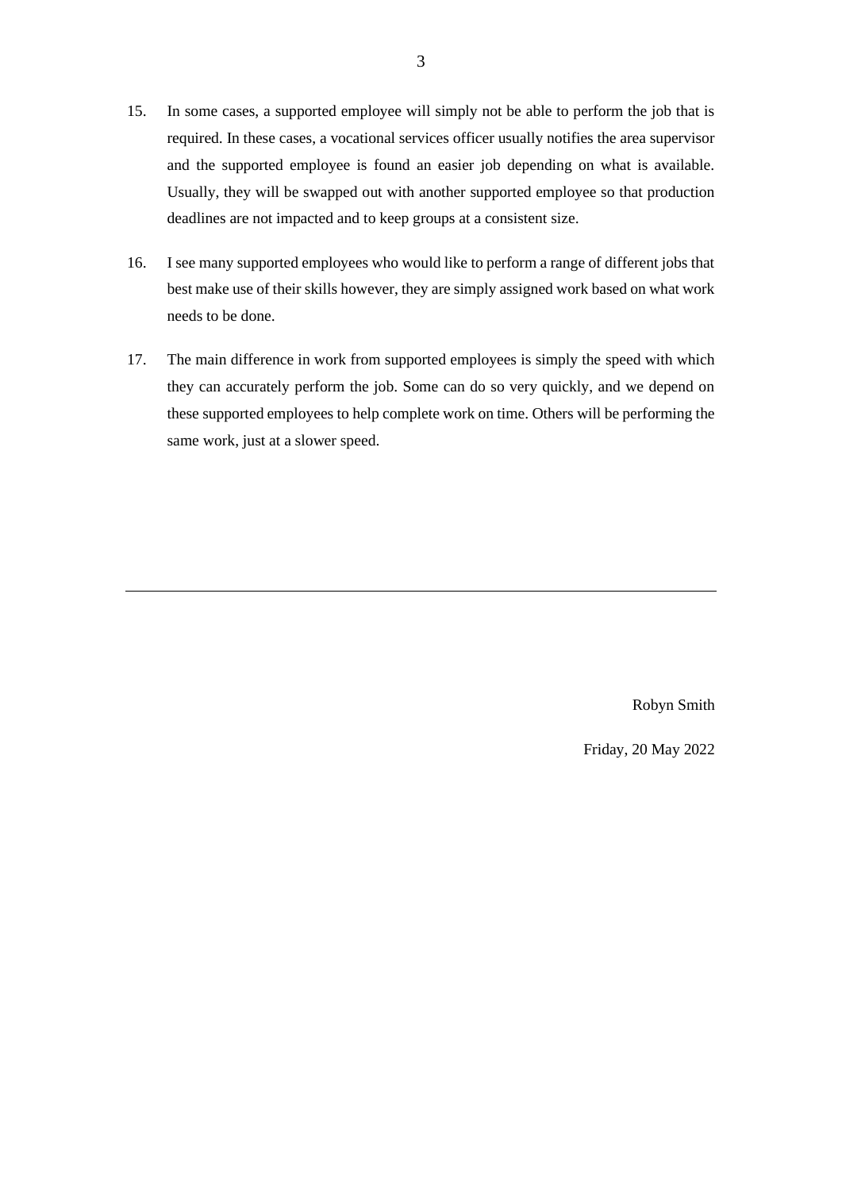15. In some cases, a supported employee will simply not be able to perform the job that is required. In these cases, a vocational services officer usually notifies the area supervisor and the supported employee is found an easier job depending on what is available. Usually, they will be swapped out with another supported employee so that production deadlines are not impacted and to keep groups at a consistent size.

16. I see many supported employees who would like to perform a range of different jobs that best make use of their skills however, they are simply assigned work based on what work needs to be done.

17. The main difference in work from supported employees is simply the speed with which they can accurately perform the job. Some can do so very quickly, and we depend on these supported employees to help complete work on time. Others will be performing the same work, just at a slower speed.

---

Robyn Smith

Friday, 20 May 2022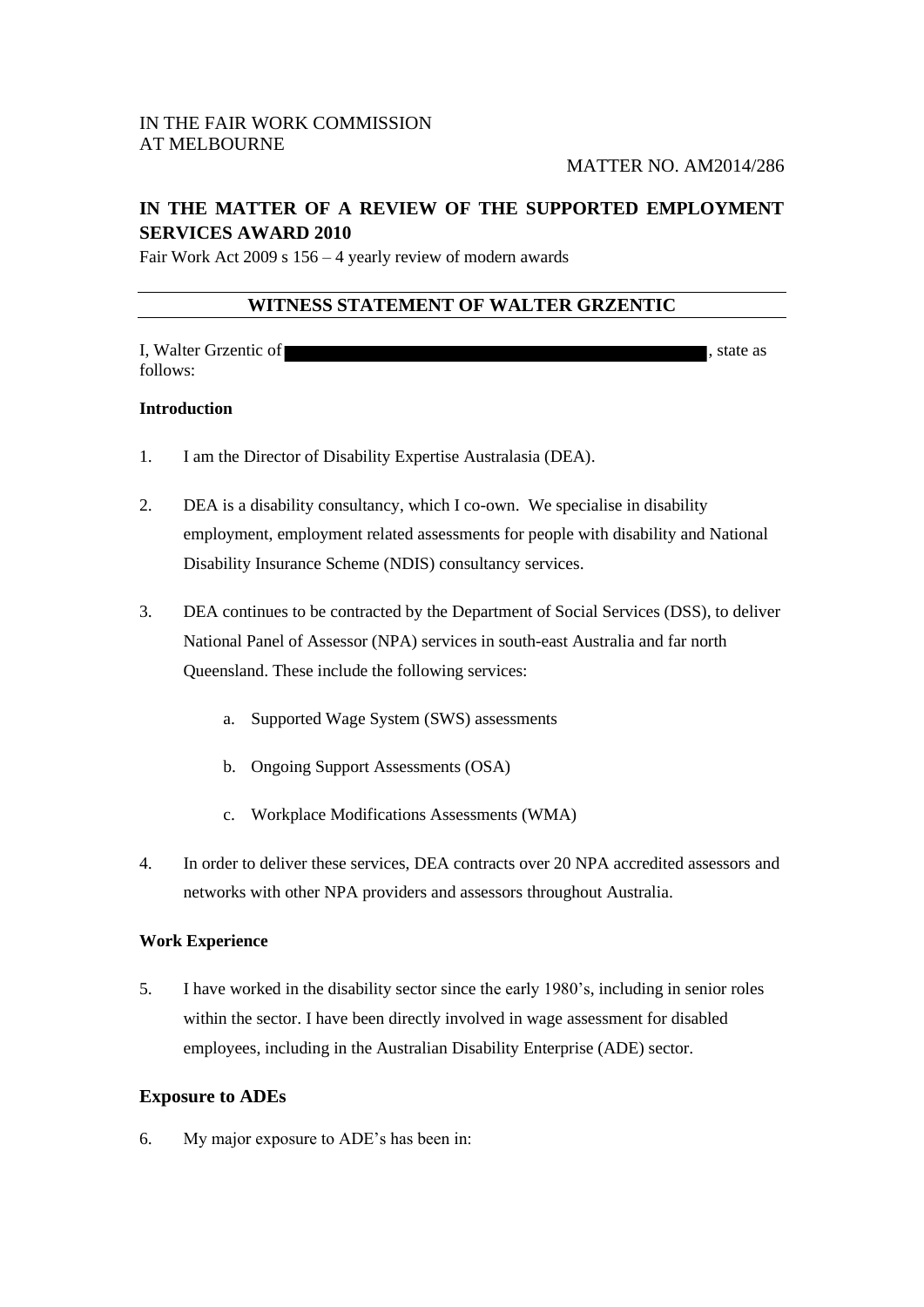IN THE FAIR WORK COMMISSION
AT MELBOURNE

MATTER NO. AM2014/286

**IN THE MATTER OF A REVIEW OF THE SUPPORTED EMPLOYMENT SERVICES AWARD 2010**

Fair Work Act 2009 s 156 – 4 yearly review of modern awards

## WITNESS STATEMENT OF WALTER GRZENTIC

I, Walter Grzentic of ██████████████████████████, state as follows:

**Introduction**

1. I am the Director of Disability Expertise Australasia (DEA).

2. DEA is a disability consultancy, which I co-own. We specialise in disability employment, employment related assessments for people with disability and National Disability Insurance Scheme (NDIS) consultancy services.

3. DEA continues to be contracted by the Department of Social Services (DSS), to deliver National Panel of Assessor (NPA) services in south-east Australia and far north Queensland. These include the following services:

   a. Supported Wage System (SWS) assessments

   b. Ongoing Support Assessments (OSA)

   c. Workplace Modifications Assessments (WMA)

4. In order to deliver these services, DEA contracts over 20 NPA accredited assessors and networks with other NPA providers and assessors throughout Australia.

**Work Experience**

5. I have worked in the disability sector since the early 1980's, including in senior roles within the sector. I have been directly involved in wage assessment for disabled employees, including in the Australian Disability Enterprise (ADE) sector.

**Exposure to ADEs**

6. My major exposure to ADE's has been in: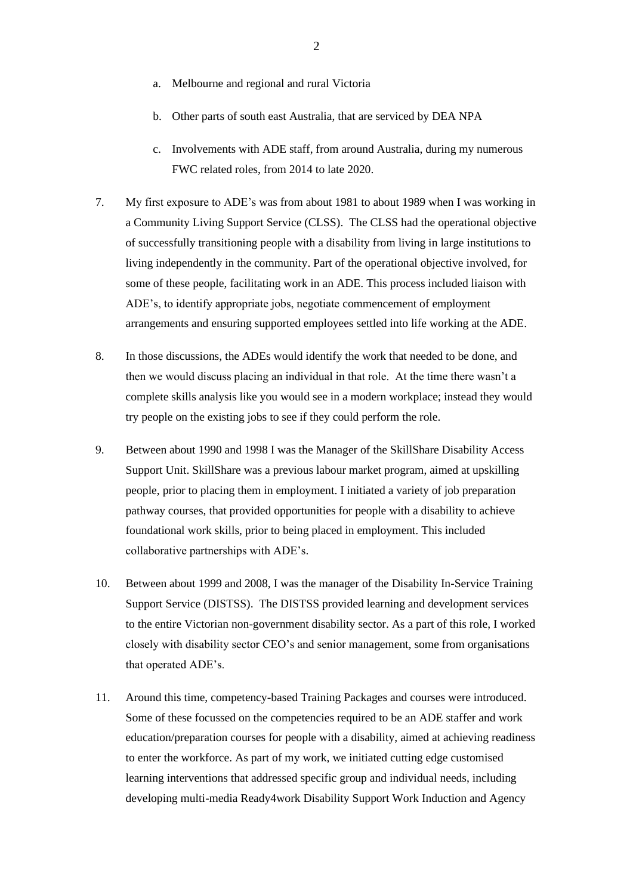a. Melbourne and regional and rural Victoria

b. Other parts of south east Australia, that are serviced by DEA NPA

c. Involvements with ADE staff, from around Australia, during my numerous FWC related roles, from 2014 to late 2020.

7. My first exposure to ADE's was from about 1981 to about 1989 when I was working in a Community Living Support Service (CLSS). The CLSS had the operational objective of successfully transitioning people with a disability from living in large institutions to living independently in the community. Part of the operational objective involved, for some of these people, facilitating work in an ADE. This process included liaison with ADE's, to identify appropriate jobs, negotiate commencement of employment arrangements and ensuring supported employees settled into life working at the ADE.

8. In those discussions, the ADEs would identify the work that needed to be done, and then we would discuss placing an individual in that role. At the time there wasn't a complete skills analysis like you would see in a modern workplace; instead they would try people on the existing jobs to see if they could perform the role.

9. Between about 1990 and 1998 I was the Manager of the SkillShare Disability Access Support Unit. SkillShare was a previous labour market program, aimed at upskilling people, prior to placing them in employment. I initiated a variety of job preparation pathway courses, that provided opportunities for people with a disability to achieve foundational work skills, prior to being placed in employment. This included collaborative partnerships with ADE's.

10. Between about 1999 and 2008, I was the manager of the Disability In-Service Training Support Service (DISTSS). The DISTSS provided learning and development services to the entire Victorian non-government disability sector. As a part of this role, I worked closely with disability sector CEO's and senior management, some from organisations that operated ADE's.

11. Around this time, competency-based Training Packages and courses were introduced. Some of these focussed on the competencies required to be an ADE staffer and work education/preparation courses for people with a disability, aimed at achieving readiness to enter the workforce. As part of my work, we initiated cutting edge customised learning interventions that addressed specific group and individual needs, including developing multi-media Ready4work Disability Support Work Induction and Agency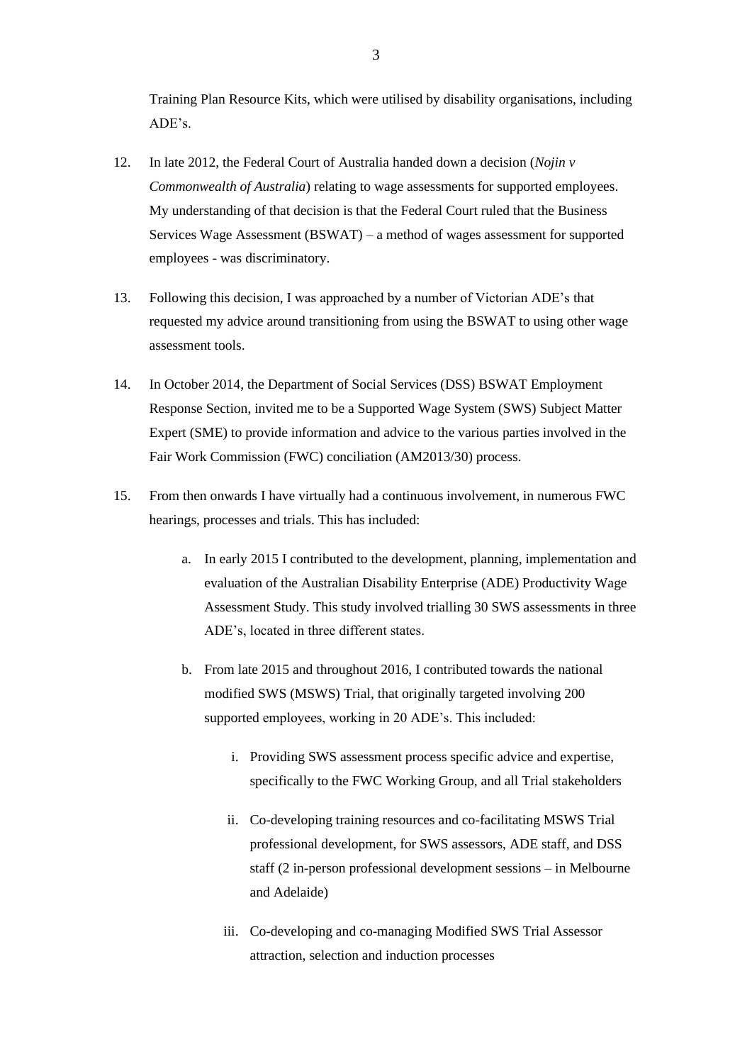Training Plan Resource Kits, which were utilised by disability organisations, including ADE's.

12. In late 2012, the Federal Court of Australia handed down a decision (*Nojin v Commonwealth of Australia*) relating to wage assessments for supported employees. My understanding of that decision is that the Federal Court ruled that the Business Services Wage Assessment (BSWAT) – a method of wages assessment for supported employees - was discriminatory.

13. Following this decision, I was approached by a number of Victorian ADE's that requested my advice around transitioning from using the BSWAT to using other wage assessment tools.

14. In October 2014, the Department of Social Services (DSS) BSWAT Employment Response Section, invited me to be a Supported Wage System (SWS) Subject Matter Expert (SME) to provide information and advice to the various parties involved in the Fair Work Commission (FWC) conciliation (AM2013/30) process.

15. From then onwards I have virtually had a continuous involvement, in numerous FWC hearings, processes and trials. This has included:

    a. In early 2015 I contributed to the development, planning, implementation and evaluation of the Australian Disability Enterprise (ADE) Productivity Wage Assessment Study. This study involved trialling 30 SWS assessments in three ADE's, located in three different states.

    b. From late 2015 and throughout 2016, I contributed towards the national modified SWS (MSWS) Trial, that originally targeted involving 200 supported employees, working in 20 ADE's. This included:

        i. Providing SWS assessment process specific advice and expertise, specifically to the FWC Working Group, and all Trial stakeholders

        ii. Co-developing training resources and co-facilitating MSWS Trial professional development, for SWS assessors, ADE staff, and DSS staff (2 in-person professional development sessions – in Melbourne and Adelaide)

        iii. Co-developing and co-managing Modified SWS Trial Assessor attraction, selection and induction processes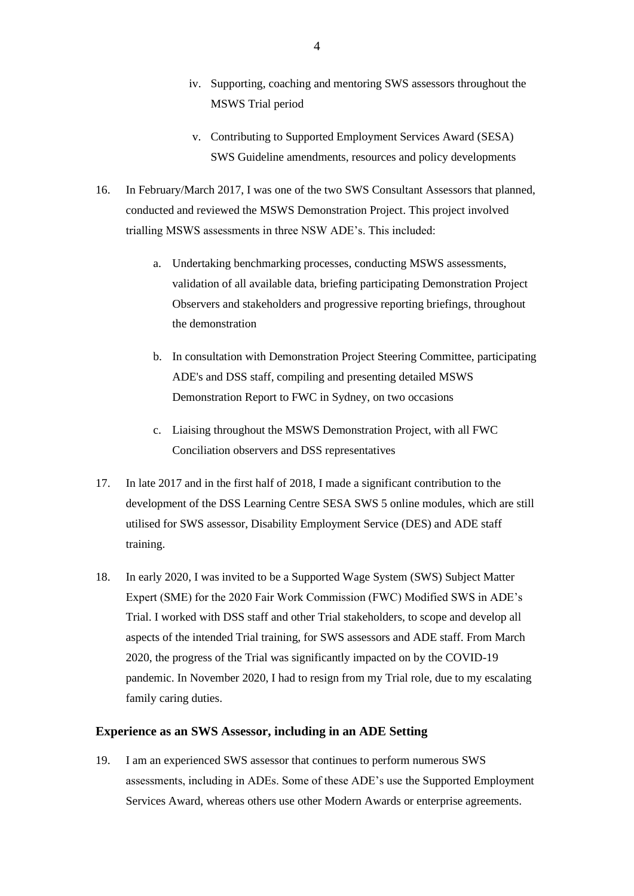iv. Supporting, coaching and mentoring SWS assessors throughout the MSWS Trial period

   v. Contributing to Supported Employment Services Award (SESA) SWS Guideline amendments, resources and policy developments

16. In February/March 2017, I was one of the two SWS Consultant Assessors that planned, conducted and reviewed the MSWS Demonstration Project. This project involved trialling MSWS assessments in three NSW ADE's. This included:

    a. Undertaking benchmarking processes, conducting MSWS assessments, validation of all available data, briefing participating Demonstration Project Observers and stakeholders and progressive reporting briefings, throughout the demonstration

    b. In consultation with Demonstration Project Steering Committee, participating ADE's and DSS staff, compiling and presenting detailed MSWS Demonstration Report to FWC in Sydney, on two occasions

    c. Liaising throughout the MSWS Demonstration Project, with all FWC Conciliation observers and DSS representatives

17. In late 2017 and in the first half of 2018, I made a significant contribution to the development of the DSS Learning Centre SESA SWS 5 online modules, which are still utilised for SWS assessor, Disability Employment Service (DES) and ADE staff training.

18. In early 2020, I was invited to be a Supported Wage System (SWS) Subject Matter Expert (SME) for the 2020 Fair Work Commission (FWC) Modified SWS in ADE's Trial. I worked with DSS staff and other Trial stakeholders, to scope and develop all aspects of the intended Trial training, for SWS assessors and ADE staff. From March 2020, the progress of the Trial was significantly impacted on by the COVID-19 pandemic. In November 2020, I had to resign from my Trial role, due to my escalating family caring duties.

### Experience as an SWS Assessor, including in an ADE Setting

19. I am an experienced SWS assessor that continues to perform numerous SWS assessments, including in ADEs. Some of these ADE's use the Supported Employment Services Award, whereas others use other Modern Awards or enterprise agreements.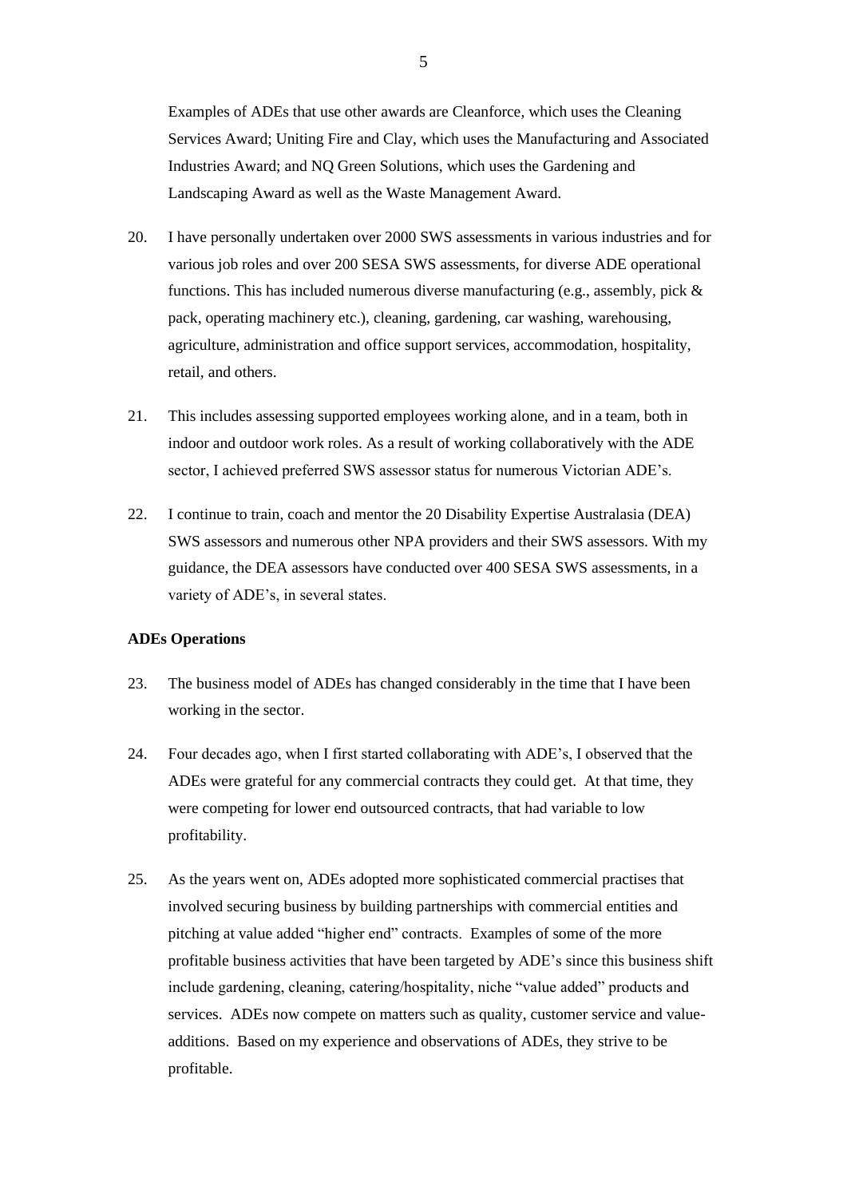Examples of ADEs that use other awards are Cleanforce, which uses the Cleaning Services Award; Uniting Fire and Clay, which uses the Manufacturing and Associated Industries Award; and NQ Green Solutions, which uses the Gardening and Landscaping Award as well as the Waste Management Award.

20. I have personally undertaken over 2000 SWS assessments in various industries and for various job roles and over 200 SESA SWS assessments, for diverse ADE operational functions. This has included numerous diverse manufacturing (e.g., assembly, pick & pack, operating machinery etc.), cleaning, gardening, car washing, warehousing, agriculture, administration and office support services, accommodation, hospitality, retail, and others.

21. This includes assessing supported employees working alone, and in a team, both in indoor and outdoor work roles. As a result of working collaboratively with the ADE sector, I achieved preferred SWS assessor status for numerous Victorian ADE's.

22. I continue to train, coach and mentor the 20 Disability Expertise Australasia (DEA) SWS assessors and numerous other NPA providers and their SWS assessors. With my guidance, the DEA assessors have conducted over 400 SESA SWS assessments, in a variety of ADE's, in several states.

**ADEs Operations**

23. The business model of ADEs has changed considerably in the time that I have been working in the sector.

24. Four decades ago, when I first started collaborating with ADE's, I observed that the ADEs were grateful for any commercial contracts they could get. At that time, they were competing for lower end outsourced contracts, that had variable to low profitability.

25. As the years went on, ADEs adopted more sophisticated commercial practises that involved securing business by building partnerships with commercial entities and pitching at value added "higher end" contracts. Examples of some of the more profitable business activities that have been targeted by ADE's since this business shift include gardening, cleaning, catering/hospitality, niche "value added" products and services. ADEs now compete on matters such as quality, customer service and value-additions. Based on my experience and observations of ADEs, they strive to be profitable.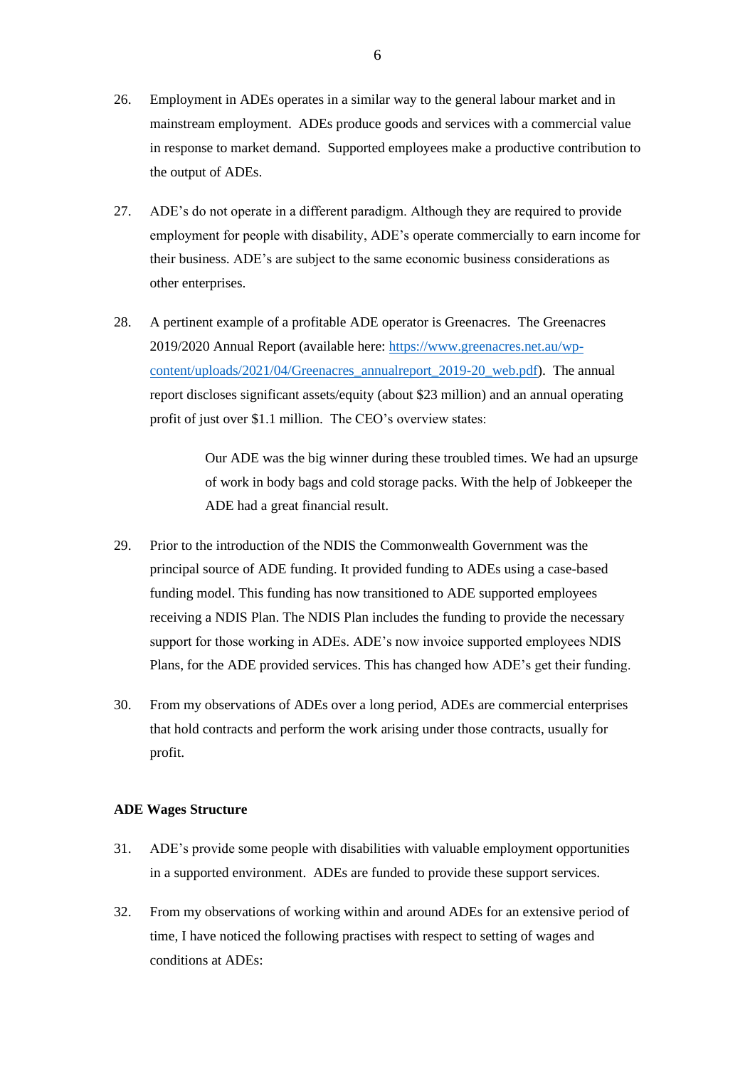26. Employment in ADEs operates in a similar way to the general labour market and in mainstream employment. ADEs produce goods and services with a commercial value in response to market demand. Supported employees make a productive contribution to the output of ADEs.

27. ADE's do not operate in a different paradigm. Although they are required to provide employment for people with disability, ADE's operate commercially to earn income for their business. ADE's are subject to the same economic business considerations as other enterprises.

28. A pertinent example of a profitable ADE operator is Greenacres. The Greenacres 2019/2020 Annual Report (available here: [https://www.greenacres.net.au/wp-content/uploads/2021/04/Greenacres_annualreport_2019-20_web.pdf](https://www.greenacres.net.au/wp-content/uploads/2021/04/Greenacres_annualreport_2019-20_web.pdf)). The annual report discloses significant assets/equity (about $23 million) and an annual operating profit of just over $1.1 million. The CEO's overview states:

    > Our ADE was the big winner during these troubled times. We had an upsurge of work in body bags and cold storage packs. With the help of Jobkeeper the ADE had a great financial result.

29. Prior to the introduction of the NDIS the Commonwealth Government was the principal source of ADE funding. It provided funding to ADEs using a case-based funding model. This funding has now transitioned to ADE supported employees receiving a NDIS Plan. The NDIS Plan includes the funding to provide the necessary support for those working in ADEs. ADE's now invoice supported employees NDIS Plans, for the ADE provided services. This has changed how ADE's get their funding.

30. From my observations of ADEs over a long period, ADEs are commercial enterprises that hold contracts and perform the work arising under those contracts, usually for profit.

**ADE Wages Structure**

31. ADE's provide some people with disabilities with valuable employment opportunities in a supported environment. ADEs are funded to provide these support services.

32. From my observations of working within and around ADEs for an extensive period of time, I have noticed the following practises with respect to setting of wages and conditions at ADEs: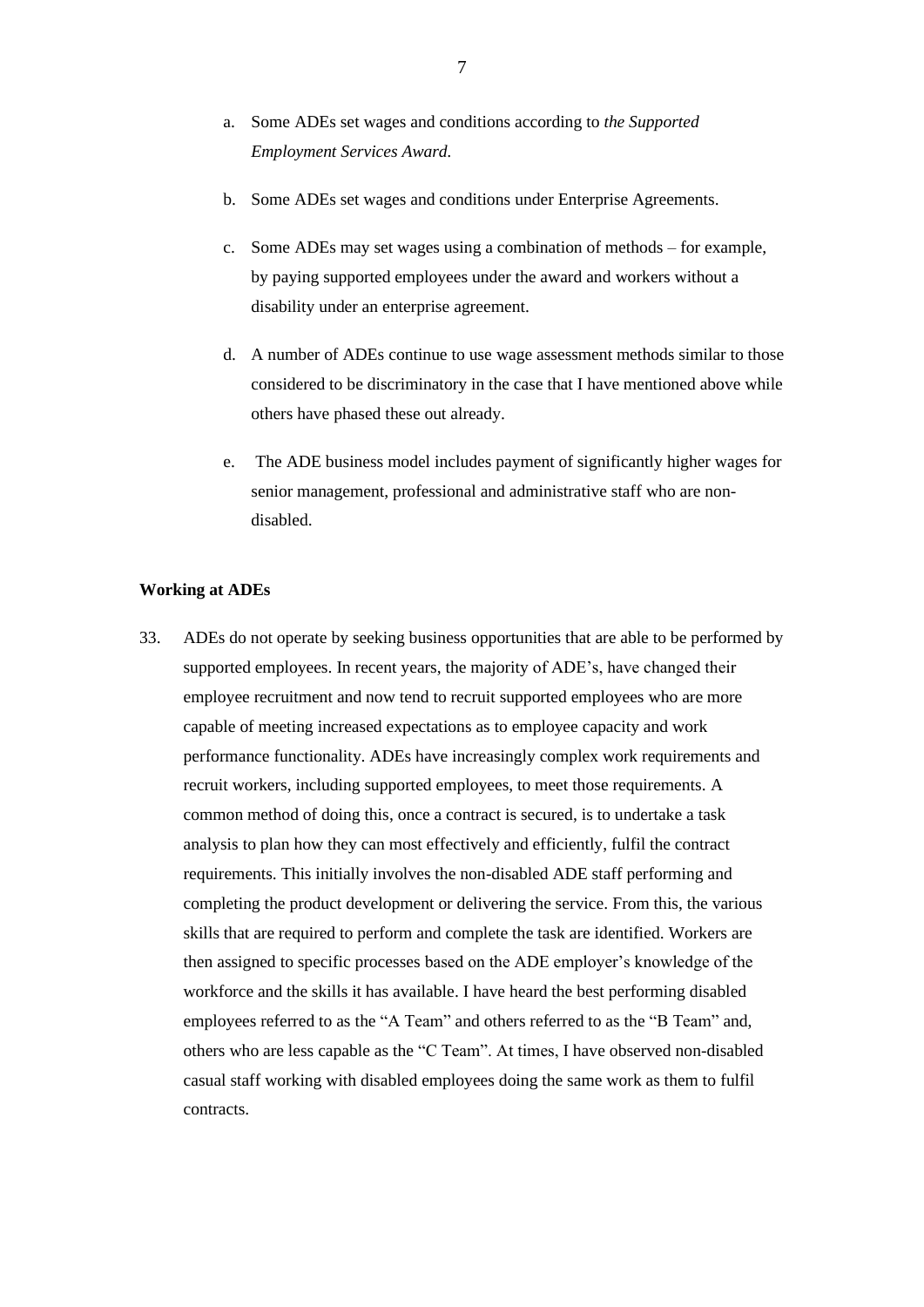a. Some ADEs set wages and conditions according to *the Supported Employment Services Award.*

b. Some ADEs set wages and conditions under Enterprise Agreements.

c. Some ADEs may set wages using a combination of methods – for example, by paying supported employees under the award and workers without a disability under an enterprise agreement.

d. A number of ADEs continue to use wage assessment methods similar to those considered to be discriminatory in the case that I have mentioned above while others have phased these out already.

e. The ADE business model includes payment of significantly higher wages for senior management, professional and administrative staff who are non-disabled.

**Working at ADEs**

33. ADEs do not operate by seeking business opportunities that are able to be performed by supported employees. In recent years, the majority of ADE's, have changed their employee recruitment and now tend to recruit supported employees who are more capable of meeting increased expectations as to employee capacity and work performance functionality. ADEs have increasingly complex work requirements and recruit workers, including supported employees, to meet those requirements. A common method of doing this, once a contract is secured, is to undertake a task analysis to plan how they can most effectively and efficiently, fulfil the contract requirements. This initially involves the non-disabled ADE staff performing and completing the product development or delivering the service. From this, the various skills that are required to perform and complete the task are identified. Workers are then assigned to specific processes based on the ADE employer's knowledge of the workforce and the skills it has available. I have heard the best performing disabled employees referred to as the "A Team" and others referred to as the "B Team" and, others who are less capable as the "C Team". At times, I have observed non-disabled casual staff working with disabled employees doing the same work as them to fulfil contracts.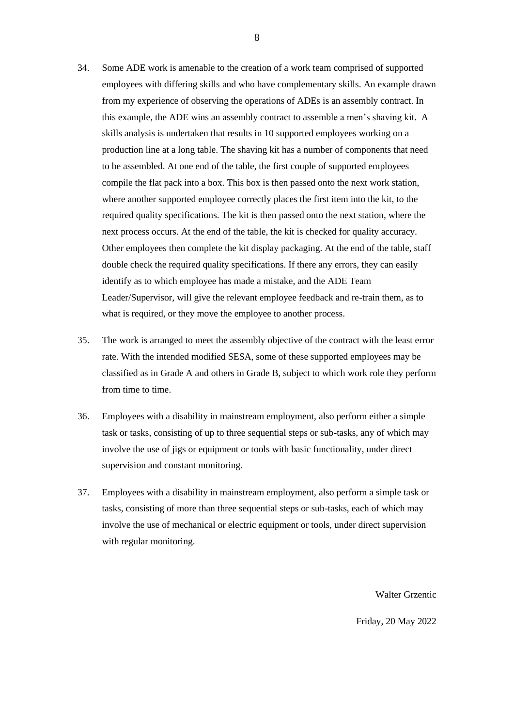34. Some ADE work is amenable to the creation of a work team comprised of supported employees with differing skills and who have complementary skills. An example drawn from my experience of observing the operations of ADEs is an assembly contract. In this example, the ADE wins an assembly contract to assemble a men's shaving kit. A skills analysis is undertaken that results in 10 supported employees working on a production line at a long table. The shaving kit has a number of components that need to be assembled. At one end of the table, the first couple of supported employees compile the flat pack into a box. This box is then passed onto the next work station, where another supported employee correctly places the first item into the kit, to the required quality specifications. The kit is then passed onto the next station, where the next process occurs. At the end of the table, the kit is checked for quality accuracy. Other employees then complete the kit display packaging. At the end of the table, staff double check the required quality specifications. If there any errors, they can easily identify as to which employee has made a mistake, and the ADE Team Leader/Supervisor, will give the relevant employee feedback and re-train them, as to what is required, or they move the employee to another process.

35. The work is arranged to meet the assembly objective of the contract with the least error rate. With the intended modified SESA, some of these supported employees may be classified as in Grade A and others in Grade B, subject to which work role they perform from time to time.

36. Employees with a disability in mainstream employment, also perform either a simple task or tasks, consisting of up to three sequential steps or sub-tasks, any of which may involve the use of jigs or equipment or tools with basic functionality, under direct supervision and constant monitoring.

37. Employees with a disability in mainstream employment, also perform a simple task or tasks, consisting of more than three sequential steps or sub-tasks, each of which may involve the use of mechanical or electric equipment or tools, under direct supervision with regular monitoring.

Walter Grzentic

Friday, 20 May 2022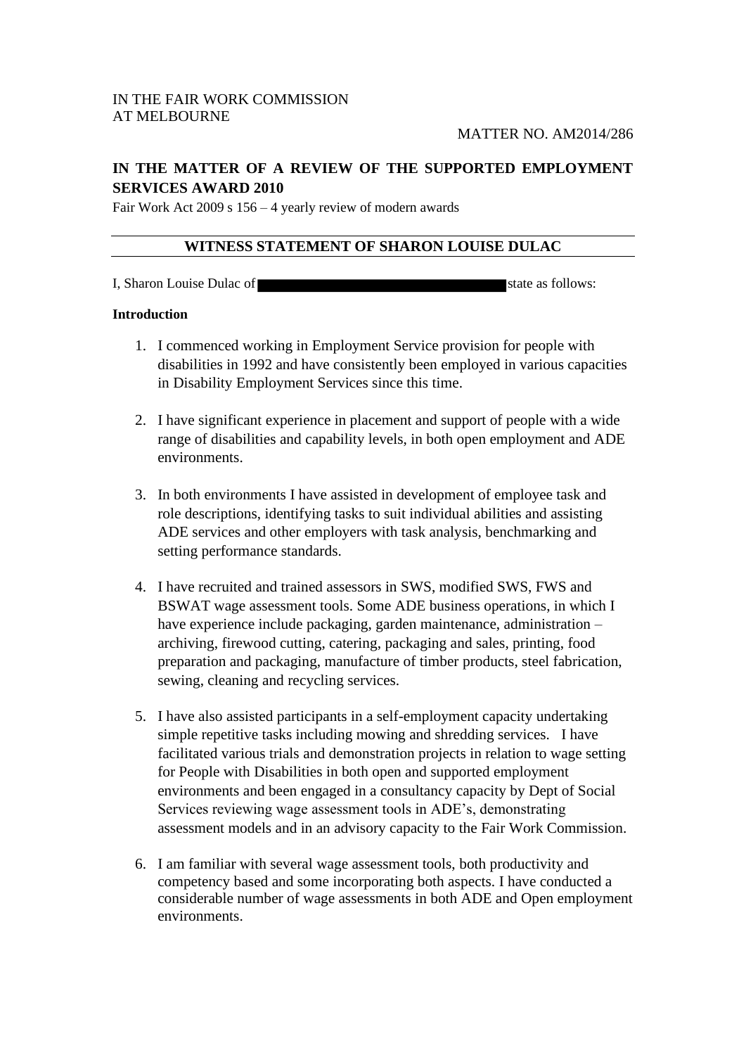IN THE FAIR WORK COMMISSION
AT MELBOURNE

MATTER NO. AM2014/286

**IN THE MATTER OF A REVIEW OF THE SUPPORTED EMPLOYMENT SERVICES AWARD 2010**

Fair Work Act 2009 s 156 – 4 yearly review of modern awards

## WITNESS STATEMENT OF SHARON LOUISE DULAC

I, Sharon Louise Dulac of ██████████████████ state as follows:

**Introduction**

1. I commenced working in Employment Service provision for people with disabilities in 1992 and have consistently been employed in various capacities in Disability Employment Services since this time.

2. I have significant experience in placement and support of people with a wide range of disabilities and capability levels, in both open employment and ADE environments.

3. In both environments I have assisted in development of employee task and role descriptions, identifying tasks to suit individual abilities and assisting ADE services and other employers with task analysis, benchmarking and setting performance standards.

4. I have recruited and trained assessors in SWS, modified SWS, FWS and BSWAT wage assessment tools. Some ADE business operations, in which I have experience include packaging, garden maintenance, administration – archiving, firewood cutting, catering, packaging and sales, printing, food preparation and packaging, manufacture of timber products, steel fabrication, sewing, cleaning and recycling services.

5. I have also assisted participants in a self-employment capacity undertaking simple repetitive tasks including mowing and shredding services. I have facilitated various trials and demonstration projects in relation to wage setting for People with Disabilities in both open and supported employment environments and been engaged in a consultancy capacity by Dept of Social Services reviewing wage assessment tools in ADE's, demonstrating assessment models and in an advisory capacity to the Fair Work Commission.

6. I am familiar with several wage assessment tools, both productivity and competency based and some incorporating both aspects. I have conducted a considerable number of wage assessments in both ADE and Open employment environments.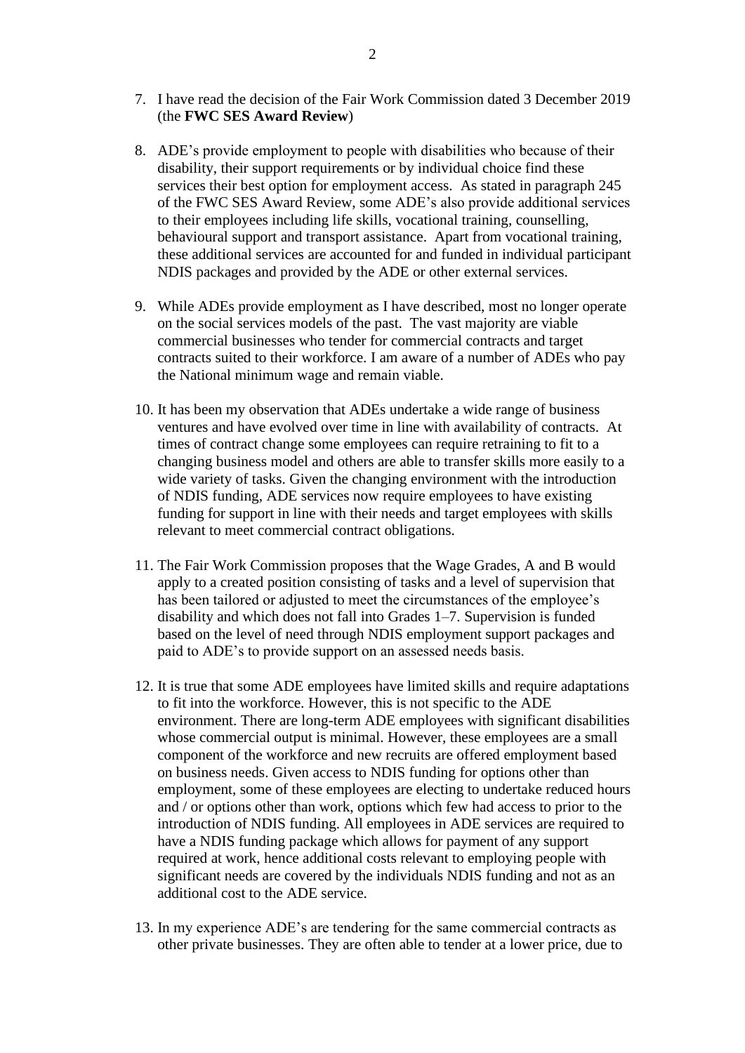7. I have read the decision of the Fair Work Commission dated 3 December 2019 (the **FWC SES Award Review**)

8. ADE's provide employment to people with disabilities who because of their disability, their support requirements or by individual choice find these services their best option for employment access. As stated in paragraph 245 of the FWC SES Award Review, some ADE's also provide additional services to their employees including life skills, vocational training, counselling, behavioural support and transport assistance. Apart from vocational training, these additional services are accounted for and funded in individual participant NDIS packages and provided by the ADE or other external services.

9. While ADEs provide employment as I have described, most no longer operate on the social services models of the past. The vast majority are viable commercial businesses who tender for commercial contracts and target contracts suited to their workforce. I am aware of a number of ADEs who pay the National minimum wage and remain viable.

10. It has been my observation that ADEs undertake a wide range of business ventures and have evolved over time in line with availability of contracts. At times of contract change some employees can require retraining to fit to a changing business model and others are able to transfer skills more easily to a wide variety of tasks. Given the changing environment with the introduction of NDIS funding, ADE services now require employees to have existing funding for support in line with their needs and target employees with skills relevant to meet commercial contract obligations.

11. The Fair Work Commission proposes that the Wage Grades, A and B would apply to a created position consisting of tasks and a level of supervision that has been tailored or adjusted to meet the circumstances of the employee's disability and which does not fall into Grades 1–7. Supervision is funded based on the level of need through NDIS employment support packages and paid to ADE's to provide support on an assessed needs basis.

12. It is true that some ADE employees have limited skills and require adaptations to fit into the workforce. However, this is not specific to the ADE environment. There are long-term ADE employees with significant disabilities whose commercial output is minimal. However, these employees are a small component of the workforce and new recruits are offered employment based on business needs. Given access to NDIS funding for options other than employment, some of these employees are electing to undertake reduced hours and / or options other than work, options which few had access to prior to the introduction of NDIS funding. All employees in ADE services are required to have a NDIS funding package which allows for payment of any support required at work, hence additional costs relevant to employing people with significant needs are covered by the individuals NDIS funding and not as an additional cost to the ADE service.

13. In my experience ADE's are tendering for the same commercial contracts as other private businesses. They are often able to tender at a lower price, due to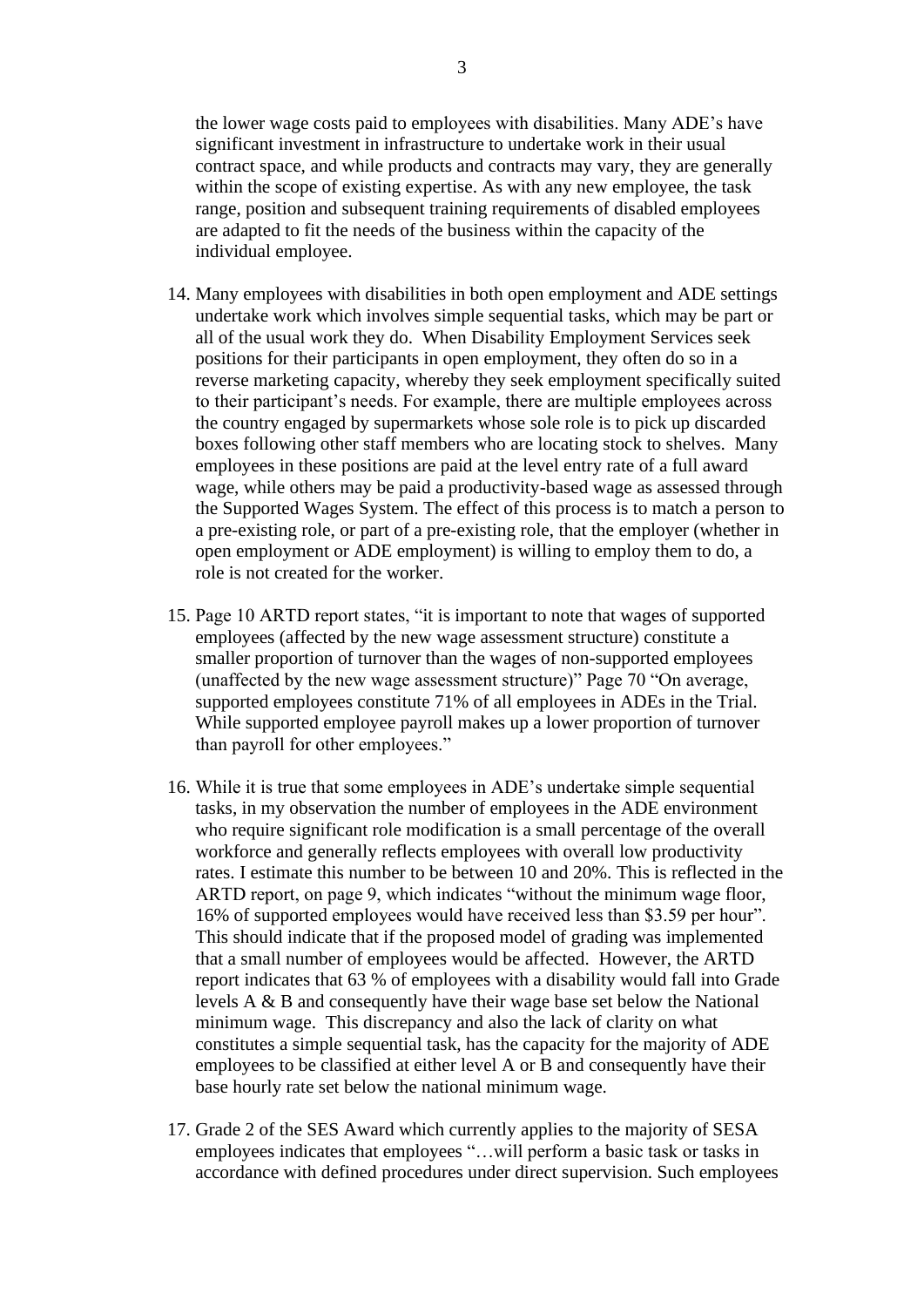the lower wage costs paid to employees with disabilities. Many ADE's have significant investment in infrastructure to undertake work in their usual contract space, and while products and contracts may vary, they are generally within the scope of existing expertise. As with any new employee, the task range, position and subsequent training requirements of disabled employees are adapted to fit the needs of the business within the capacity of the individual employee.

14. Many employees with disabilities in both open employment and ADE settings undertake work which involves simple sequential tasks, which may be part or all of the usual work they do. When Disability Employment Services seek positions for their participants in open employment, they often do so in a reverse marketing capacity, whereby they seek employment specifically suited to their participant's needs. For example, there are multiple employees across the country engaged by supermarkets whose sole role is to pick up discarded boxes following other staff members who are locating stock to shelves. Many employees in these positions are paid at the level entry rate of a full award wage, while others may be paid a productivity-based wage as assessed through the Supported Wages System. The effect of this process is to match a person to a pre-existing role, or part of a pre-existing role, that the employer (whether in open employment or ADE employment) is willing to employ them to do, a role is not created for the worker.

15. Page 10 ARTD report states, "it is important to note that wages of supported employees (affected by the new wage assessment structure) constitute a smaller proportion of turnover than the wages of non-supported employees (unaffected by the new wage assessment structure)" Page 70 "On average, supported employees constitute 71% of all employees in ADEs in the Trial. While supported employee payroll makes up a lower proportion of turnover than payroll for other employees."

16. While it is true that some employees in ADE's undertake simple sequential tasks, in my observation the number of employees in the ADE environment who require significant role modification is a small percentage of the overall workforce and generally reflects employees with overall low productivity rates. I estimate this number to be between 10 and 20%. This is reflected in the ARTD report, on page 9, which indicates "without the minimum wage floor, 16% of supported employees would have received less than $3.59 per hour". This should indicate that if the proposed model of grading was implemented that a small number of employees would be affected. However, the ARTD report indicates that 63 % of employees with a disability would fall into Grade levels A & B and consequently have their wage base set below the National minimum wage. This discrepancy and also the lack of clarity on what constitutes a simple sequential task, has the capacity for the majority of ADE employees to be classified at either level A or B and consequently have their base hourly rate set below the national minimum wage.

17. Grade 2 of the SES Award which currently applies to the majority of SESA employees indicates that employees "…will perform a basic task or tasks in accordance with defined procedures under direct supervision. Such employees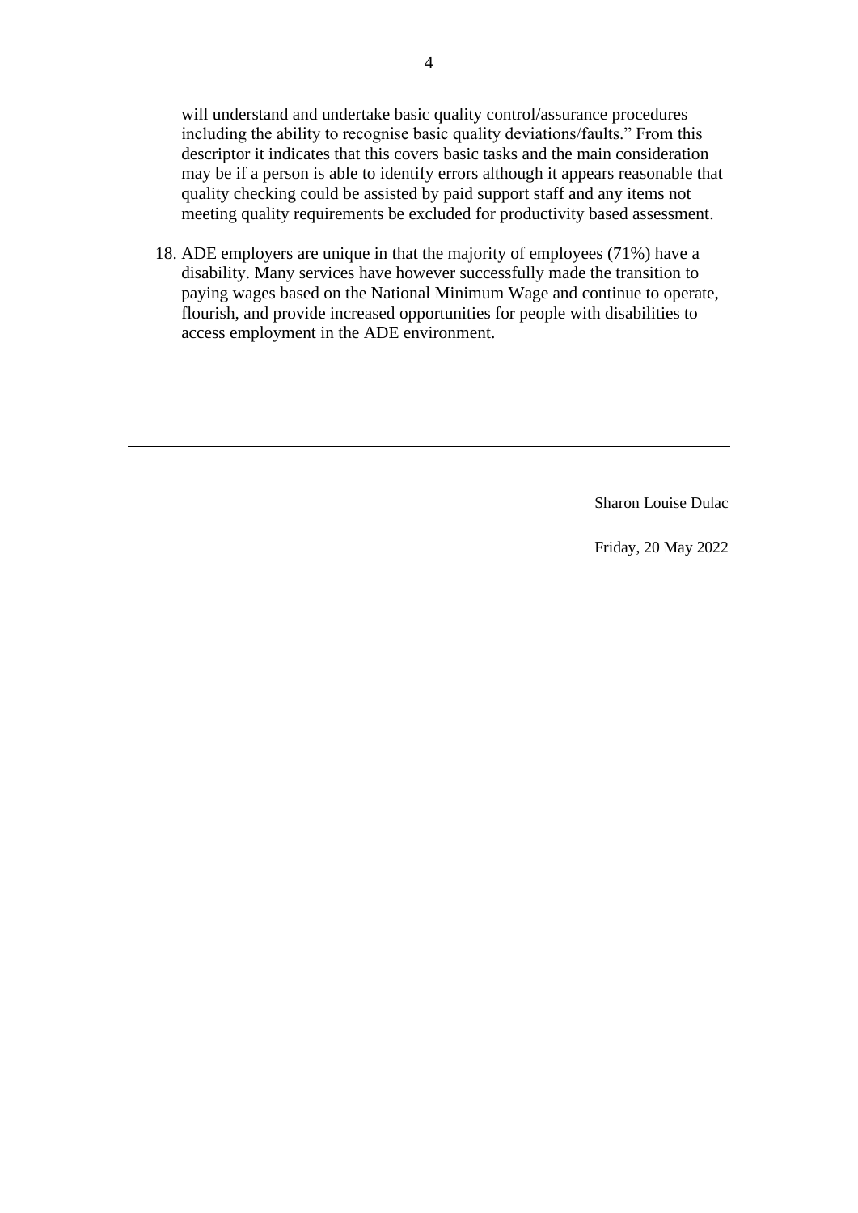will understand and undertake basic quality control/assurance procedures including the ability to recognise basic quality deviations/faults." From this descriptor it indicates that this covers basic tasks and the main consideration may be if a person is able to identify errors although it appears reasonable that quality checking could be assisted by paid support staff and any items not meeting quality requirements be excluded for productivity based assessment.

18. ADE employers are unique in that the majority of employees (71%) have a disability. Many services have however successfully made the transition to paying wages based on the National Minimum Wage and continue to operate, flourish, and provide increased opportunities for people with disabilities to access employment in the ADE environment.

---

Sharon Louise Dulac

Friday, 20 May 2022